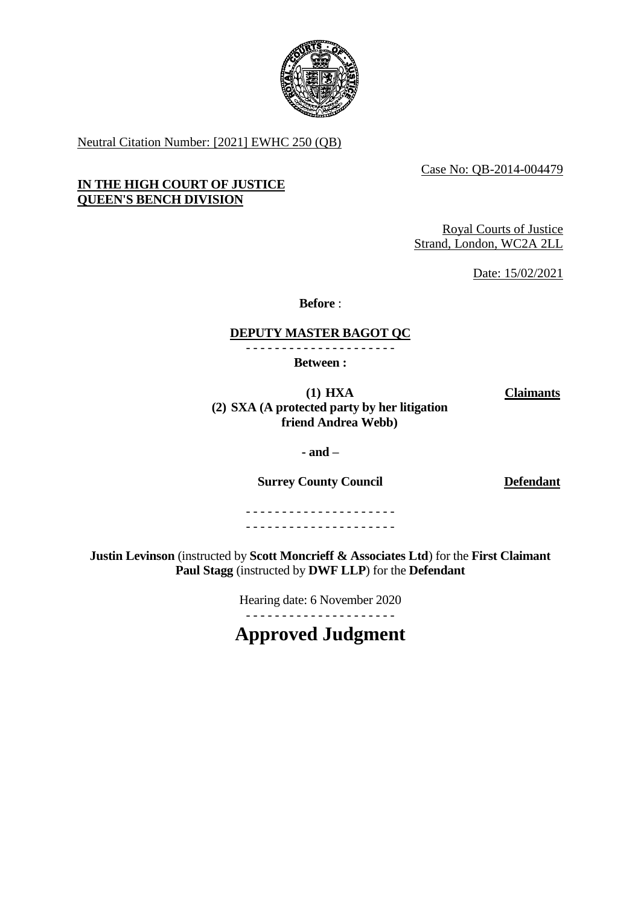Neutral Citation Number: [2021] EWHC 250 (QB)

Case No: QB-2014-004479

**IN THE HIGH COURT OF JUSTICE**
**QUEEN'S BENCH DIVISION**

Royal Courts of Justice
Strand, London, WC2A 2LL

Date: 15/02/2021

**Before** :

**DEPUTY MASTER BAGOT QC**

- - - - - - - - - - - - - - - - - - - - -

**Between :**

| | |
|---|---|
| **(1) HXA** **(2) SXA (A protected party by her litigation friend Andrea Webb)** | **Claimants** |
| **- and –** | |
| **Surrey County Council** | **Defendant** |

- - - - - - - - - - - - - - - - - - - - -
- - - - - - - - - - - - - - - - - - - - -

**Justin Levinson** (instructed by **Scott Moncrieff & Associates Ltd**) for the **First Claimant**
**Paul Stagg** (instructed by **DWF LLP**) for the **Defendant**

Hearing date: 6 November 2020

- - - - - - - - - - - - - - - - - - - - -

# Approved Judgment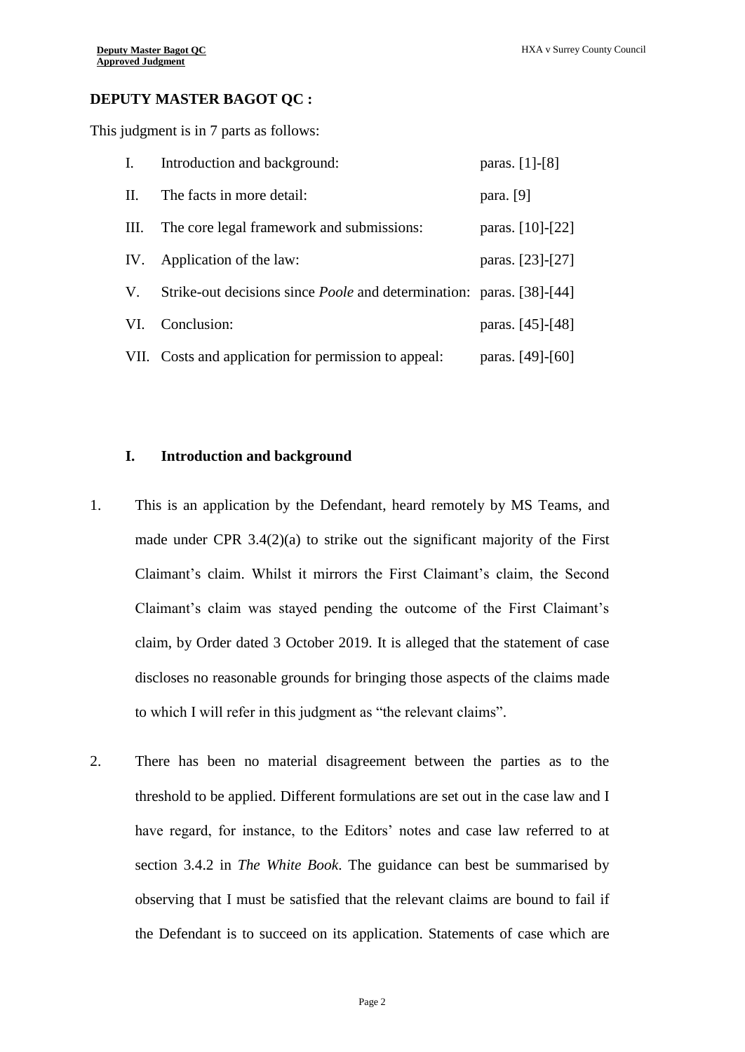**DEPUTY MASTER BAGOT QC :**

This judgment is in 7 parts as follows:

| | | |
|---|---|---|
| I. | Introduction and background: | paras. [1]-[8] |
| II. | The facts in more detail: | para. [9] |
| III. | The core legal framework and submissions: | paras. [10]-[22] |
| IV. | Application of the law: | paras. [23]-[27] |
| V. | Strike-out decisions since *Poole* and determination: | paras. [38]-[44] |
| VI. | Conclusion: | paras. [45]-[48] |
| VII. | Costs and application for permission to appeal: | paras. [49]-[60] |

## I. Introduction and background

1. This is an application by the Defendant, heard remotely by MS Teams, and made under CPR 3.4(2)(a) to strike out the significant majority of the First Claimant's claim. Whilst it mirrors the First Claimant's claim, the Second Claimant's claim was stayed pending the outcome of the First Claimant's claim, by Order dated 3 October 2019. It is alleged that the statement of case discloses no reasonable grounds for bringing those aspects of the claims made to which I will refer in this judgment as "the relevant claims".

2. There has been no material disagreement between the parties as to the threshold to be applied. Different formulations are set out in the case law and I have regard, for instance, to the Editors' notes and case law referred to at section 3.4.2 in *The White Book*. The guidance can best be summarised by observing that I must be satisfied that the relevant claims are bound to fail if the Defendant is to succeed on its application. Statements of case which are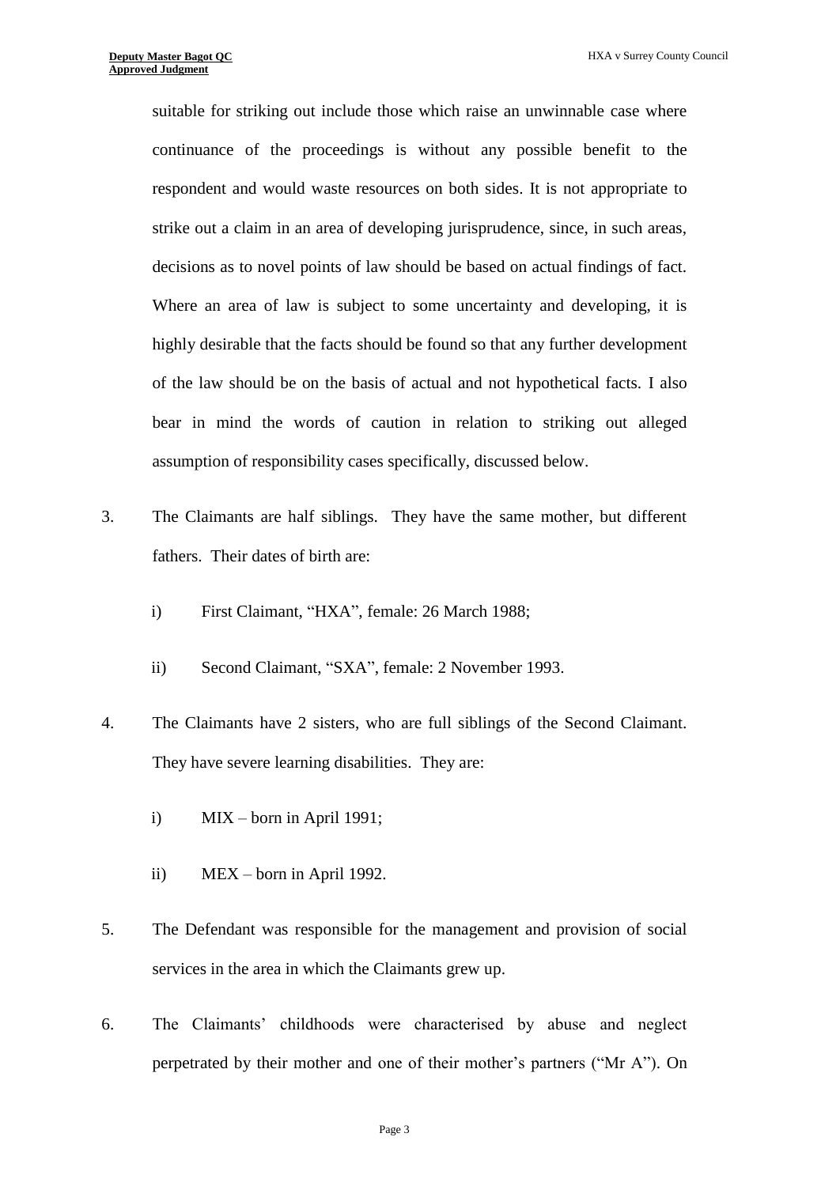suitable for striking out include those which raise an unwinnable case where continuance of the proceedings is without any possible benefit to the respondent and would waste resources on both sides. It is not appropriate to strike out a claim in an area of developing jurisprudence, since, in such areas, decisions as to novel points of law should be based on actual findings of fact. Where an area of law is subject to some uncertainty and developing, it is highly desirable that the facts should be found so that any further development of the law should be on the basis of actual and not hypothetical facts. I also bear in mind the words of caution in relation to striking out alleged assumption of responsibility cases specifically, discussed below.

3. The Claimants are half siblings. They have the same mother, but different fathers. Their dates of birth are:

   i) First Claimant, "HXA", female: 26 March 1988;

   ii) Second Claimant, "SXA", female: 2 November 1993.

4. The Claimants have 2 sisters, who are full siblings of the Second Claimant. They have severe learning disabilities. They are:

   i) MIX – born in April 1991;

   ii) MEX – born in April 1992.

5. The Defendant was responsible for the management and provision of social services in the area in which the Claimants grew up.

6. The Claimants' childhoods were characterised by abuse and neglect perpetrated by their mother and one of their mother's partners ("Mr A"). On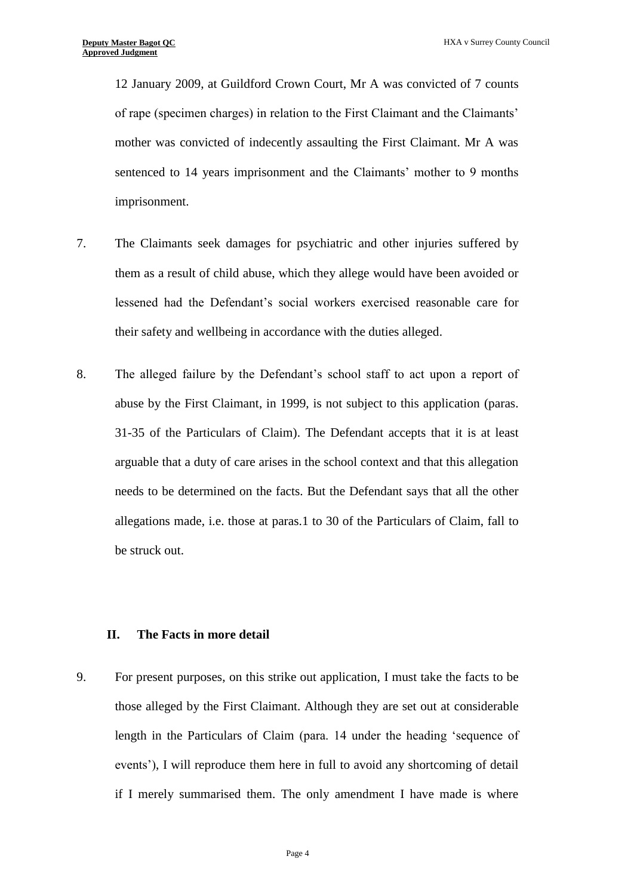12 January 2009, at Guildford Crown Court, Mr A was convicted of 7 counts of rape (specimen charges) in relation to the First Claimant and the Claimants' mother was convicted of indecently assaulting the First Claimant. Mr A was sentenced to 14 years imprisonment and the Claimants' mother to 9 months imprisonment.

7. The Claimants seek damages for psychiatric and other injuries suffered by them as a result of child abuse, which they allege would have been avoided or lessened had the Defendant's social workers exercised reasonable care for their safety and wellbeing in accordance with the duties alleged.

8. The alleged failure by the Defendant's school staff to act upon a report of abuse by the First Claimant, in 1999, is not subject to this application (paras. 31-35 of the Particulars of Claim). The Defendant accepts that it is at least arguable that a duty of care arises in the school context and that this allegation needs to be determined on the facts. But the Defendant says that all the other allegations made, i.e. those at paras.1 to 30 of the Particulars of Claim, fall to be struck out.

## II. The Facts in more detail

9. For present purposes, on this strike out application, I must take the facts to be those alleged by the First Claimant. Although they are set out at considerable length in the Particulars of Claim (para. 14 under the heading 'sequence of events'), I will reproduce them here in full to avoid any shortcoming of detail if I merely summarised them. The only amendment I have made is where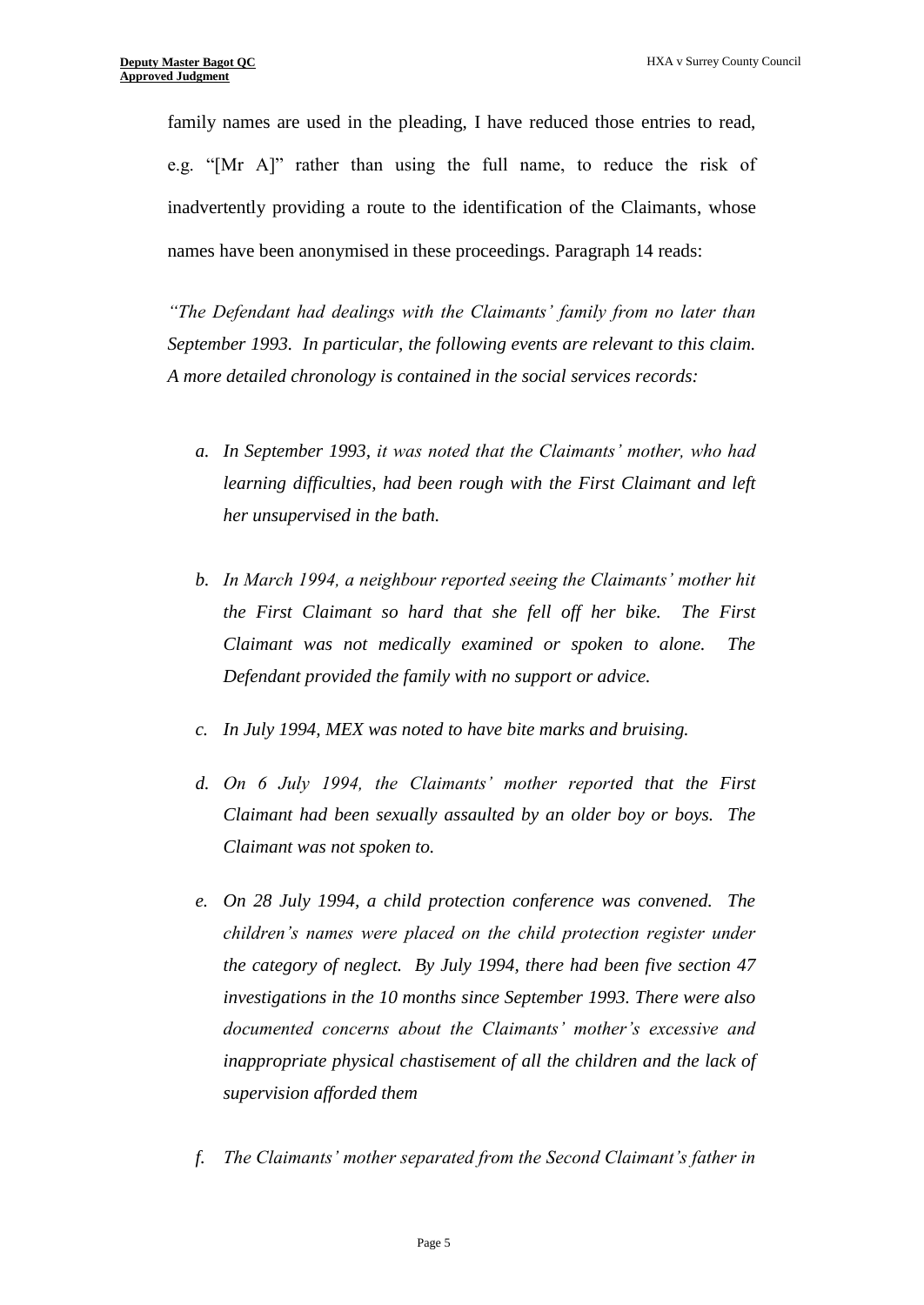family names are used in the pleading, I have reduced those entries to read, e.g. "[Mr A]" rather than using the full name, to reduce the risk of inadvertently providing a route to the identification of the Claimants, whose names have been anonymised in these proceedings. Paragraph 14 reads:

*"The Defendant had dealings with the Claimants' family from no later than September 1993. In particular, the following events are relevant to this claim. A more detailed chronology is contained in the social services records:*

*a. In September 1993, it was noted that the Claimants' mother, who had learning difficulties, had been rough with the First Claimant and left her unsupervised in the bath.*

*b. In March 1994, a neighbour reported seeing the Claimants' mother hit the First Claimant so hard that she fell off her bike. The First Claimant was not medically examined or spoken to alone. The Defendant provided the family with no support or advice.*

*c. In July 1994, MEX was noted to have bite marks and bruising.*

*d. On 6 July 1994, the Claimants' mother reported that the First Claimant had been sexually assaulted by an older boy or boys. The Claimant was not spoken to.*

*e. On 28 July 1994, a child protection conference was convened. The children's names were placed on the child protection register under the category of neglect. By July 1994, there had been five section 47 investigations in the 10 months since September 1993. There were also documented concerns about the Claimants' mother's excessive and inappropriate physical chastisement of all the children and the lack of supervision afforded them*

*f. The Claimants' mother separated from the Second Claimant's father in*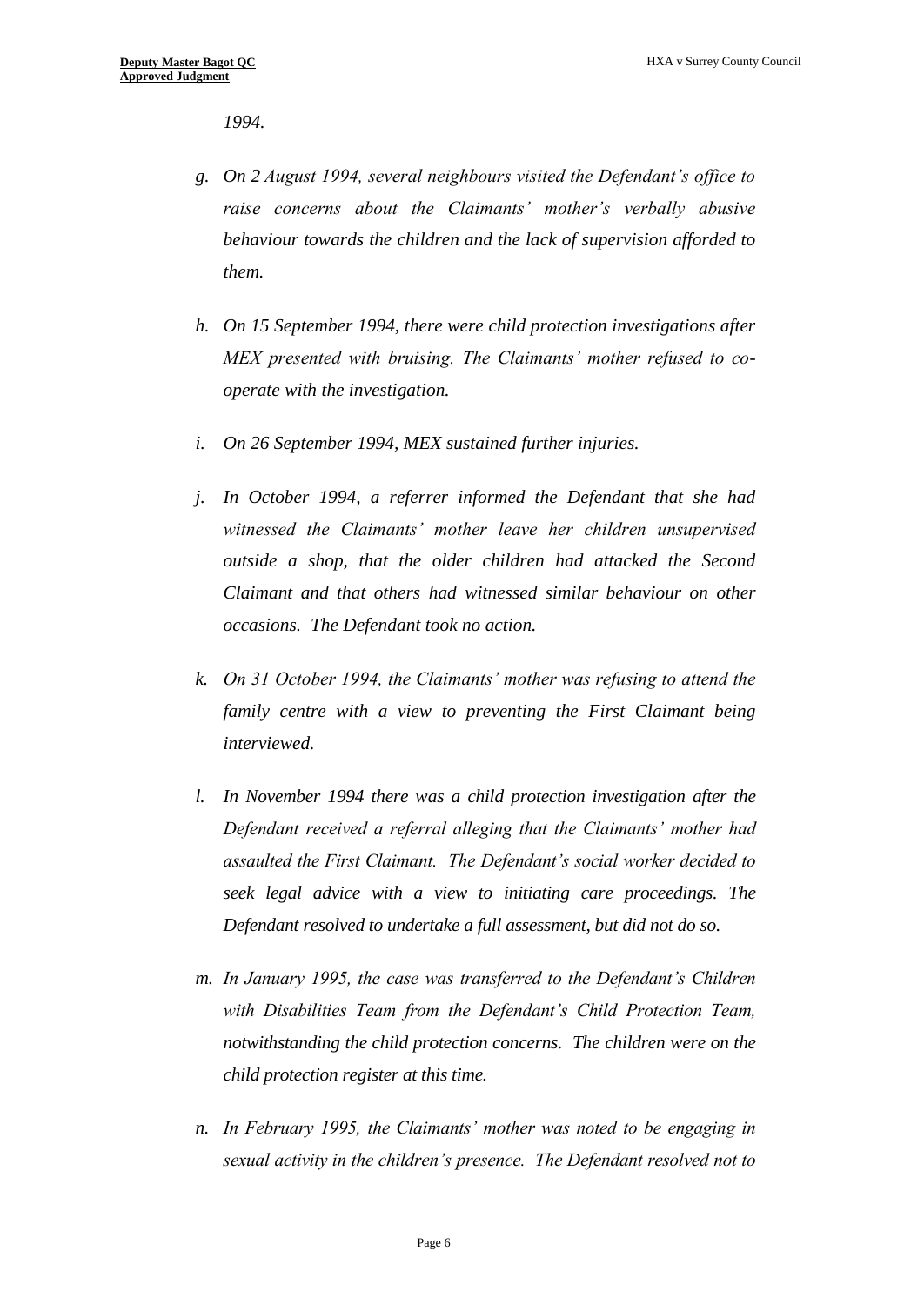*1994.*

*g. On 2 August 1994, several neighbours visited the Defendant's office to raise concerns about the Claimants' mother's verbally abusive behaviour towards the children and the lack of supervision afforded to them.*

*h. On 15 September 1994, there were child protection investigations after MEX presented with bruising. The Claimants' mother refused to co-operate with the investigation.*

*i. On 26 September 1994, MEX sustained further injuries.*

*j. In October 1994, a referrer informed the Defendant that she had witnessed the Claimants' mother leave her children unsupervised outside a shop, that the older children had attacked the Second Claimant and that others had witnessed similar behaviour on other occasions. The Defendant took no action.*

*k. On 31 October 1994, the Claimants' mother was refusing to attend the family centre with a view to preventing the First Claimant being interviewed.*

*l. In November 1994 there was a child protection investigation after the Defendant received a referral alleging that the Claimants' mother had assaulted the First Claimant. The Defendant's social worker decided to seek legal advice with a view to initiating care proceedings. The Defendant resolved to undertake a full assessment, but did not do so.*

*m. In January 1995, the case was transferred to the Defendant's Children with Disabilities Team from the Defendant's Child Protection Team, notwithstanding the child protection concerns. The children were on the child protection register at this time.*

*n. In February 1995, the Claimants' mother was noted to be engaging in sexual activity in the children's presence. The Defendant resolved not to*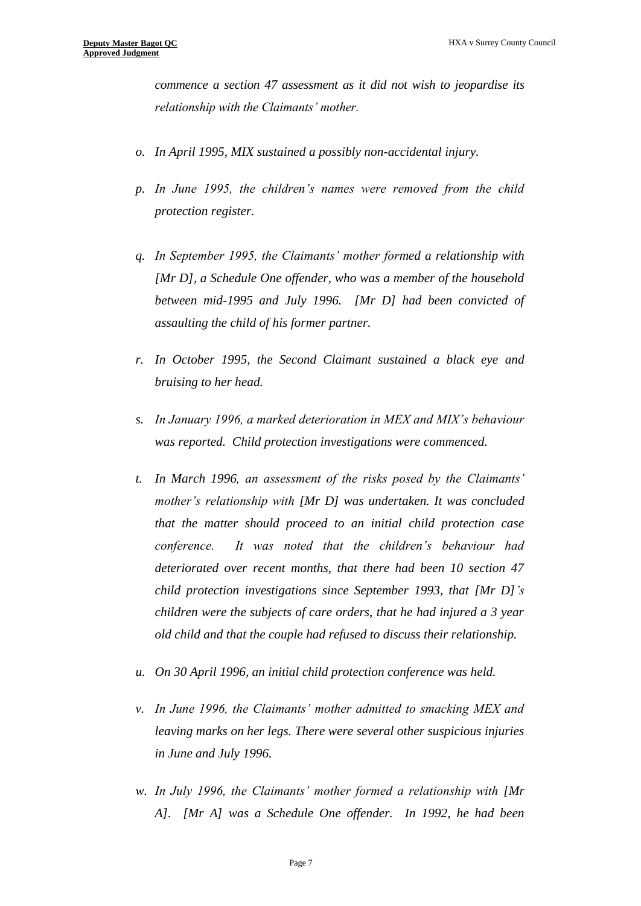*commence a section 47 assessment as it did not wish to jeopardise its relationship with the Claimants' mother.*

*o. In April 1995, MIX sustained a possibly non-accidental injury.*

*p. In June 1995, the children's names were removed from the child protection register.*

*q. In September 1995, the Claimants' mother formed a relationship with [Mr D], a Schedule One offender, who was a member of the household between mid-1995 and July 1996. [Mr D] had been convicted of assaulting the child of his former partner.*

*r. In October 1995, the Second Claimant sustained a black eye and bruising to her head.*

*s. In January 1996, a marked deterioration in MEX and MIX's behaviour was reported. Child protection investigations were commenced.*

*t. In March 1996, an assessment of the risks posed by the Claimants' mother's relationship with [Mr D] was undertaken. It was concluded that the matter should proceed to an initial child protection case conference. It was noted that the children's behaviour had deteriorated over recent months, that there had been 10 section 47 child protection investigations since September 1993, that [Mr D]'s children were the subjects of care orders, that he had injured a 3 year old child and that the couple had refused to discuss their relationship.*

*u. On 30 April 1996, an initial child protection conference was held.*

*v. In June 1996, the Claimants' mother admitted to smacking MEX and leaving marks on her legs. There were several other suspicious injuries in June and July 1996.*

*w. In July 1996, the Claimants' mother formed a relationship with [Mr A]. [Mr A] was a Schedule One offender. In 1992, he had been*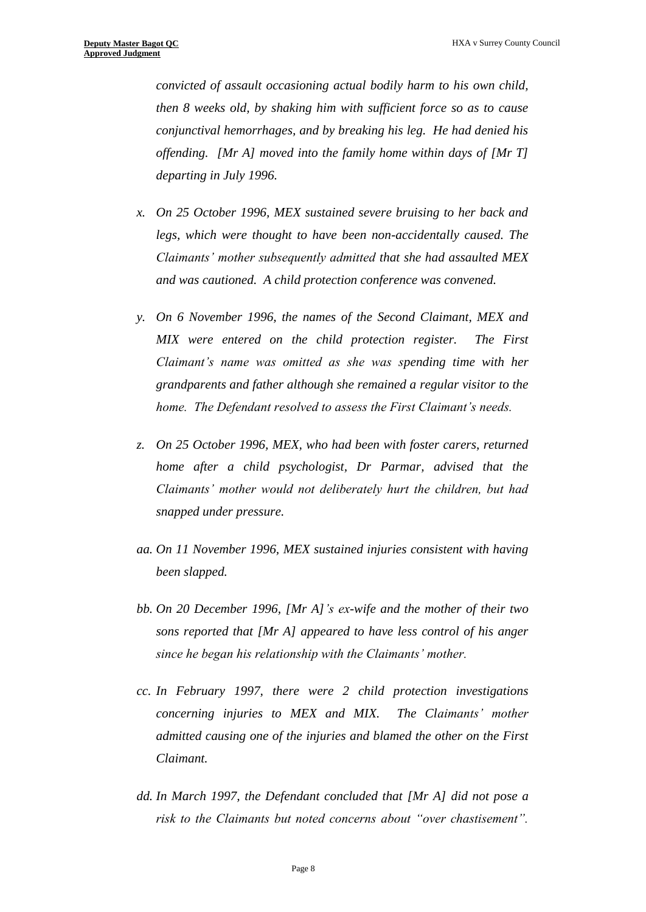*convicted of assault occasioning actual bodily harm to his own child, then 8 weeks old, by shaking him with sufficient force so as to cause conjunctival hemorrhages, and by breaking his leg. He had denied his offending. [Mr A] moved into the family home within days of [Mr T] departing in July 1996.*

*x. On 25 October 1996, MEX sustained severe bruising to her back and legs, which were thought to have been non-accidentally caused. The Claimants' mother subsequently admitted that she had assaulted MEX and was cautioned. A child protection conference was convened.*

*y. On 6 November 1996, the names of the Second Claimant, MEX and MIX were entered on the child protection register. The First Claimant's name was omitted as she was spending time with her grandparents and father although she remained a regular visitor to the home. The Defendant resolved to assess the First Claimant's needs.*

*z. On 25 October 1996, MEX, who had been with foster carers, returned home after a child psychologist, Dr Parmar, advised that the Claimants' mother would not deliberately hurt the children, but had snapped under pressure.*

*aa. On 11 November 1996, MEX sustained injuries consistent with having been slapped.*

*bb. On 20 December 1996, [Mr A]'s ex-wife and the mother of their two sons reported that [Mr A] appeared to have less control of his anger since he began his relationship with the Claimants' mother.*

*cc. In February 1997, there were 2 child protection investigations concerning injuries to MEX and MIX. The Claimants' mother admitted causing one of the injuries and blamed the other on the First Claimant.*

*dd. In March 1997, the Defendant concluded that [Mr A] did not pose a risk to the Claimants but noted concerns about "over chastisement".*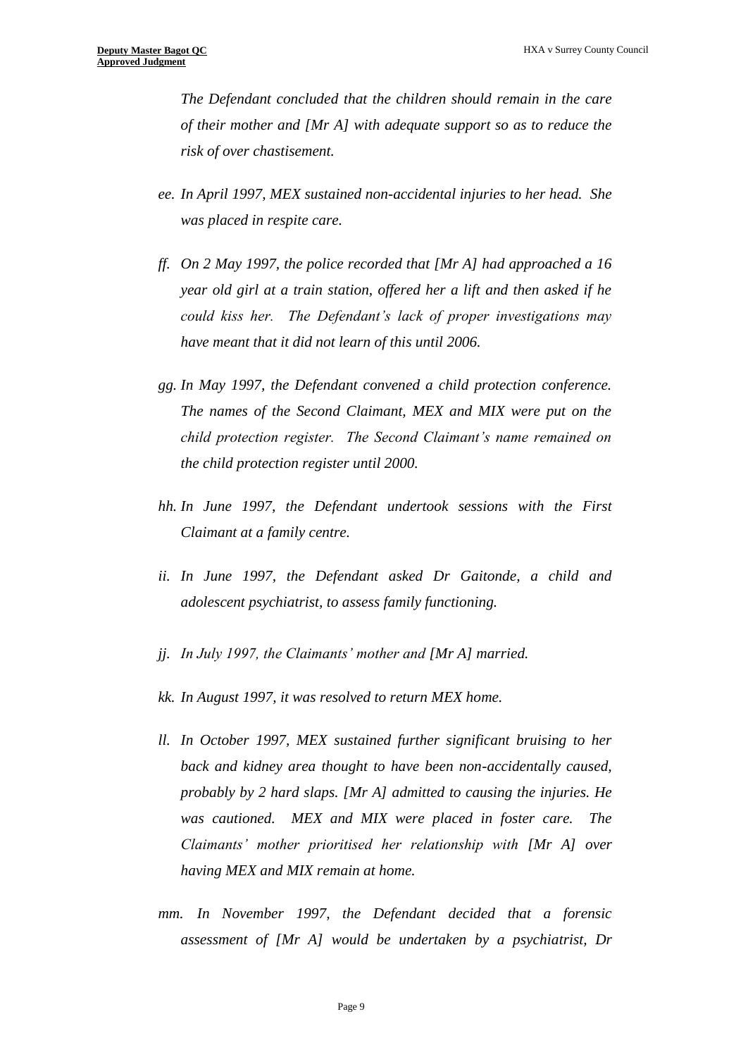*The Defendant concluded that the children should remain in the care of their mother and [Mr A] with adequate support so as to reduce the risk of over chastisement.*

*ee. In April 1997, MEX sustained non-accidental injuries to her head. She was placed in respite care.*

*ff. On 2 May 1997, the police recorded that [Mr A] had approached a 16 year old girl at a train station, offered her a lift and then asked if he could kiss her. The Defendant's lack of proper investigations may have meant that it did not learn of this until 2006.*

*gg. In May 1997, the Defendant convened a child protection conference. The names of the Second Claimant, MEX and MIX were put on the child protection register. The Second Claimant's name remained on the child protection register until 2000.*

*hh. In June 1997, the Defendant undertook sessions with the First Claimant at a family centre.*

*ii. In June 1997, the Defendant asked Dr Gaitonde, a child and adolescent psychiatrist, to assess family functioning.*

*jj. In July 1997, the Claimants' mother and [Mr A] married.*

*kk. In August 1997, it was resolved to return MEX home.*

*ll. In October 1997, MEX sustained further significant bruising to her back and kidney area thought to have been non-accidentally caused, probably by 2 hard slaps. [Mr A] admitted to causing the injuries. He was cautioned. MEX and MIX were placed in foster care. The Claimants' mother prioritised her relationship with [Mr A] over having MEX and MIX remain at home.*

*mm. In November 1997, the Defendant decided that a forensic assessment of [Mr A] would be undertaken by a psychiatrist, Dr*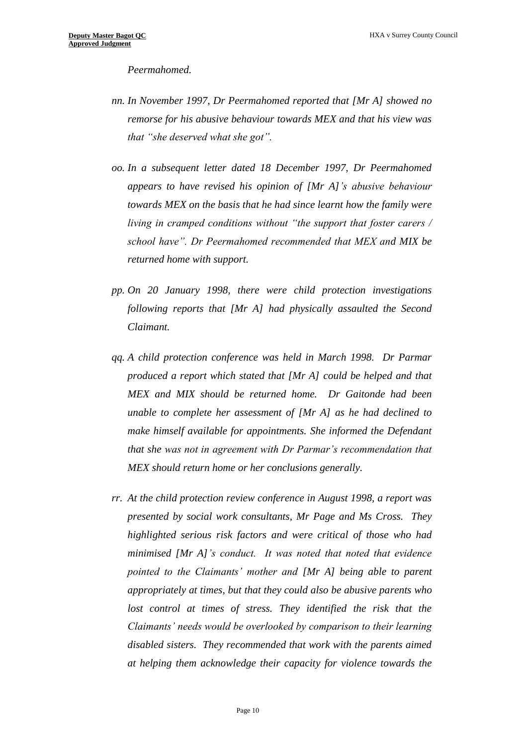*Peermahomed.*

*nn. In November 1997, Dr Peermahomed reported that [Mr A] showed no remorse for his abusive behaviour towards MEX and that his view was that "she deserved what she got".*

*oo. In a subsequent letter dated 18 December 1997, Dr Peermahomed appears to have revised his opinion of [Mr A]'s abusive behaviour towards MEX on the basis that he had since learnt how the family were living in cramped conditions without "the support that foster carers / school have". Dr Peermahomed recommended that MEX and MIX be returned home with support.*

*pp. On 20 January 1998, there were child protection investigations following reports that [Mr A] had physically assaulted the Second Claimant.*

*qq. A child protection conference was held in March 1998. Dr Parmar produced a report which stated that [Mr A] could be helped and that MEX and MIX should be returned home. Dr Gaitonde had been unable to complete her assessment of [Mr A] as he had declined to make himself available for appointments. She informed the Defendant that she was not in agreement with Dr Parmar's recommendation that MEX should return home or her conclusions generally.*

*rr. At the child protection review conference in August 1998, a report was presented by social work consultants, Mr Page and Ms Cross. They highlighted serious risk factors and were critical of those who had minimised [Mr A]'s conduct. It was noted that noted that evidence pointed to the Claimants' mother and [Mr A] being able to parent appropriately at times, but that they could also be abusive parents who lost control at times of stress. They identified the risk that the Claimants' needs would be overlooked by comparison to their learning disabled sisters. They recommended that work with the parents aimed at helping them acknowledge their capacity for violence towards the*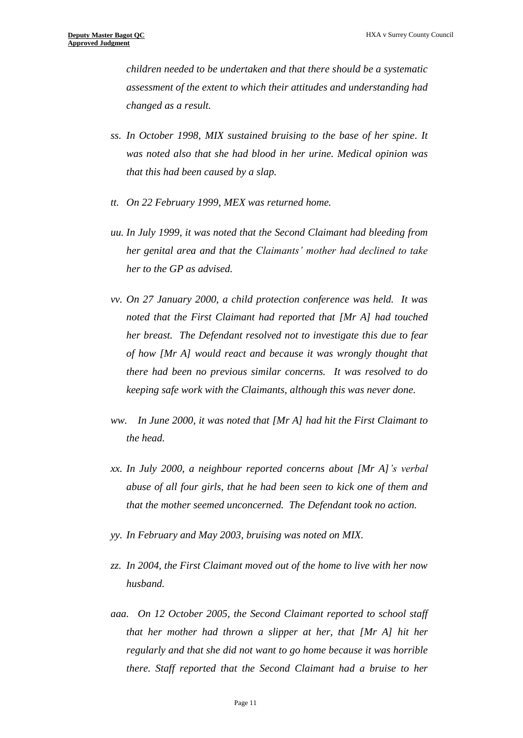*children needed to be undertaken and that there should be a systematic assessment of the extent to which their attitudes and understanding had changed as a result.*

*ss. In October 1998, MIX sustained bruising to the base of her spine. It was noted also that she had blood in her urine. Medical opinion was that this had been caused by a slap.*

*tt. On 22 February 1999, MEX was returned home.*

*uu. In July 1999, it was noted that the Second Claimant had bleeding from her genital area and that the Claimants' mother had declined to take her to the GP as advised.*

*vv. On 27 January 2000, a child protection conference was held. It was noted that the First Claimant had reported that [Mr A] had touched her breast. The Defendant resolved not to investigate this due to fear of how [Mr A] would react and because it was wrongly thought that there had been no previous similar concerns. It was resolved to do keeping safe work with the Claimants, although this was never done.*

*ww. In June 2000, it was noted that [Mr A] had hit the First Claimant to the head.*

*xx. In July 2000, a neighbour reported concerns about [Mr A]'s verbal abuse of all four girls, that he had been seen to kick one of them and that the mother seemed unconcerned. The Defendant took no action.*

*yy. In February and May 2003, bruising was noted on MIX.*

*zz. In 2004, the First Claimant moved out of the home to live with her now husband.*

*aaa. On 12 October 2005, the Second Claimant reported to school staff that her mother had thrown a slipper at her, that [Mr A] hit her regularly and that she did not want to go home because it was horrible there. Staff reported that the Second Claimant had a bruise to her*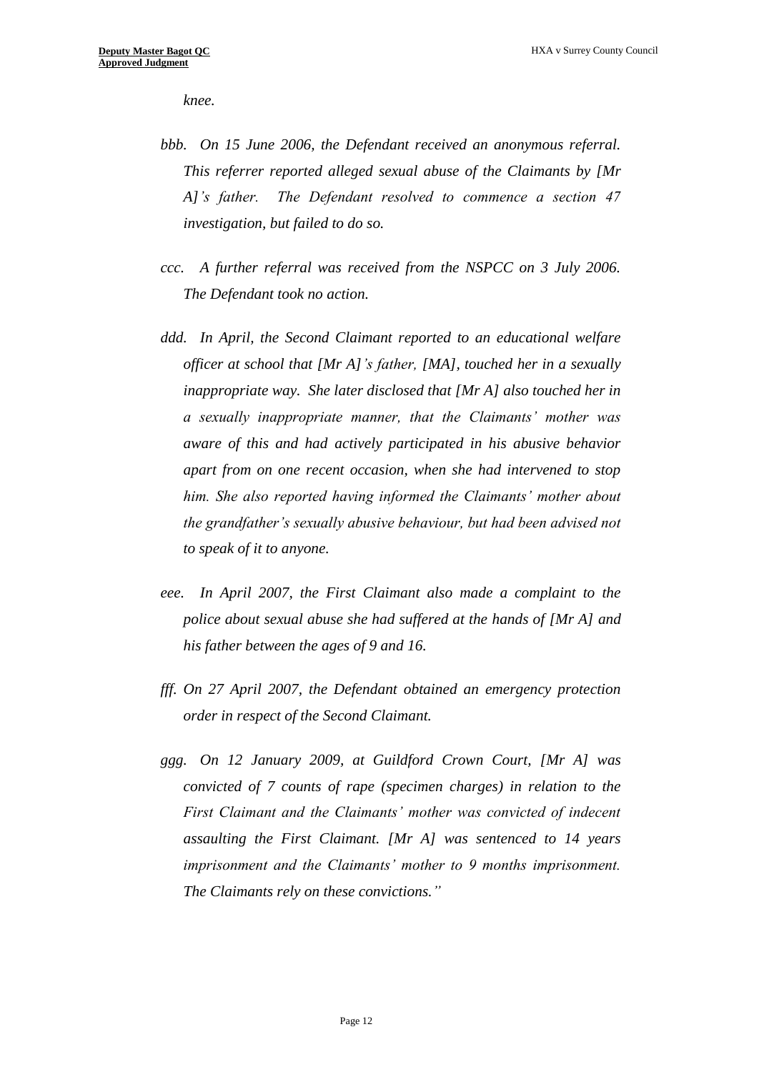*knee.*

*bbb. On 15 June 2006, the Defendant received an anonymous referral. This referrer reported alleged sexual abuse of the Claimants by [Mr A]'s father. The Defendant resolved to commence a section 47 investigation, but failed to do so.*

*ccc. A further referral was received from the NSPCC on 3 July 2006. The Defendant took no action.*

*ddd. In April, the Second Claimant reported to an educational welfare officer at school that [Mr A]'s father, [MA], touched her in a sexually inappropriate way. She later disclosed that [Mr A] also touched her in a sexually inappropriate manner, that the Claimants' mother was aware of this and had actively participated in his abusive behavior apart from on one recent occasion, when she had intervened to stop him. She also reported having informed the Claimants' mother about the grandfather's sexually abusive behaviour, but had been advised not to speak of it to anyone.*

*eee. In April 2007, the First Claimant also made a complaint to the police about sexual abuse she had suffered at the hands of [Mr A] and his father between the ages of 9 and 16.*

*fff. On 27 April 2007, the Defendant obtained an emergency protection order in respect of the Second Claimant.*

*ggg. On 12 January 2009, at Guildford Crown Court, [Mr A] was convicted of 7 counts of rape (specimen charges) in relation to the First Claimant and the Claimants' mother was convicted of indecent assaulting the First Claimant. [Mr A] was sentenced to 14 years imprisonment and the Claimants' mother to 9 months imprisonment. The Claimants rely on these convictions."*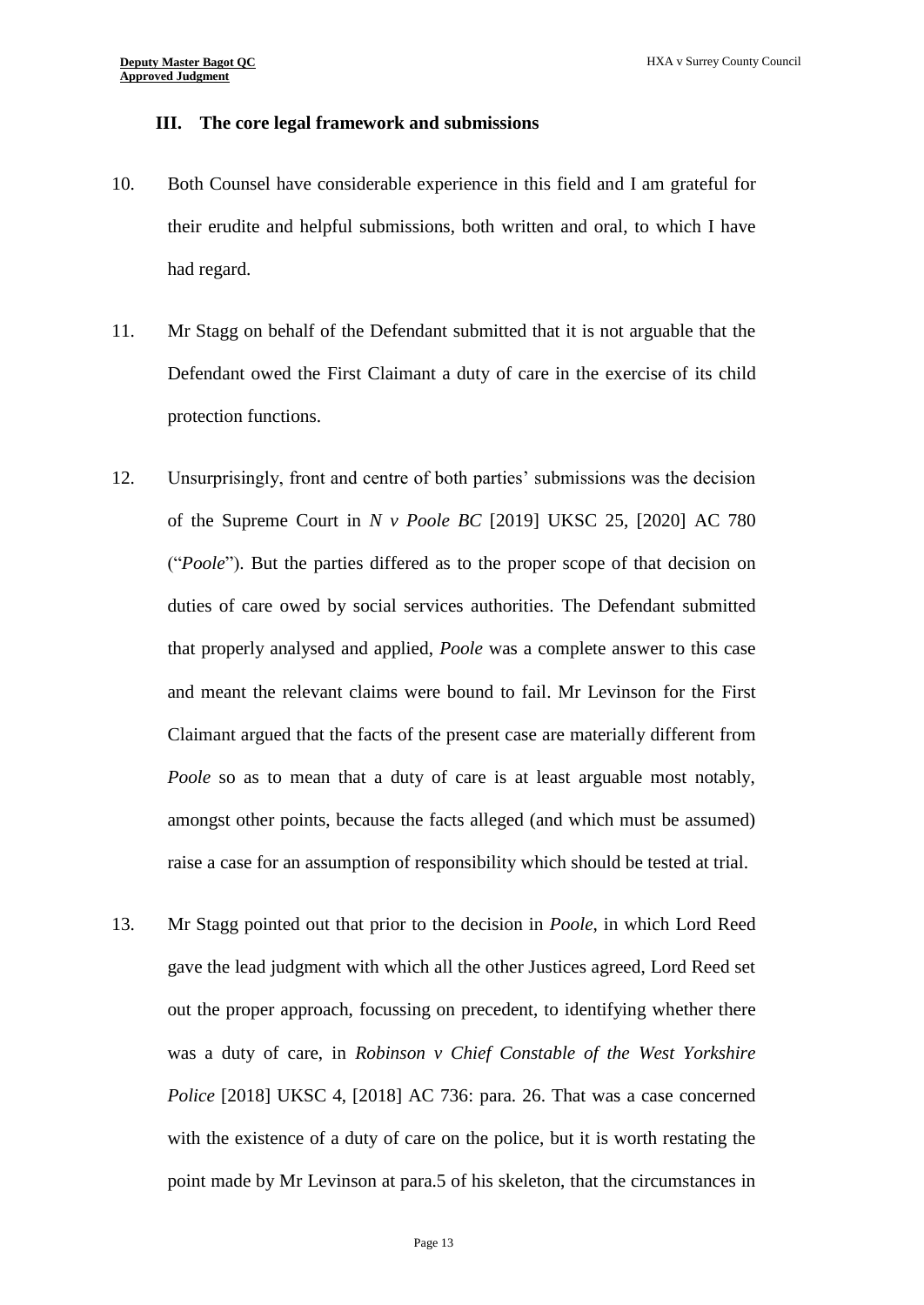### III. The core legal framework and submissions

10. Both Counsel have considerable experience in this field and I am grateful for their erudite and helpful submissions, both written and oral, to which I have had regard.

11. Mr Stagg on behalf of the Defendant submitted that it is not arguable that the Defendant owed the First Claimant a duty of care in the exercise of its child protection functions.

12. Unsurprisingly, front and centre of both parties' submissions was the decision of the Supreme Court in *N v Poole BC* [2019] UKSC 25, [2020] AC 780 ("*Poole*"). But the parties differed as to the proper scope of that decision on duties of care owed by social services authorities. The Defendant submitted that properly analysed and applied, *Poole* was a complete answer to this case and meant the relevant claims were bound to fail. Mr Levinson for the First Claimant argued that the facts of the present case are materially different from *Poole* so as to mean that a duty of care is at least arguable most notably, amongst other points, because the facts alleged (and which must be assumed) raise a case for an assumption of responsibility which should be tested at trial.

13. Mr Stagg pointed out that prior to the decision in *Poole*, in which Lord Reed gave the lead judgment with which all the other Justices agreed, Lord Reed set out the proper approach, focussing on precedent, to identifying whether there was a duty of care, in *Robinson v Chief Constable of the West Yorkshire Police* [2018] UKSC 4, [2018] AC 736: para. 26. That was a case concerned with the existence of a duty of care on the police, but it is worth restating the point made by Mr Levinson at para.5 of his skeleton, that the circumstances in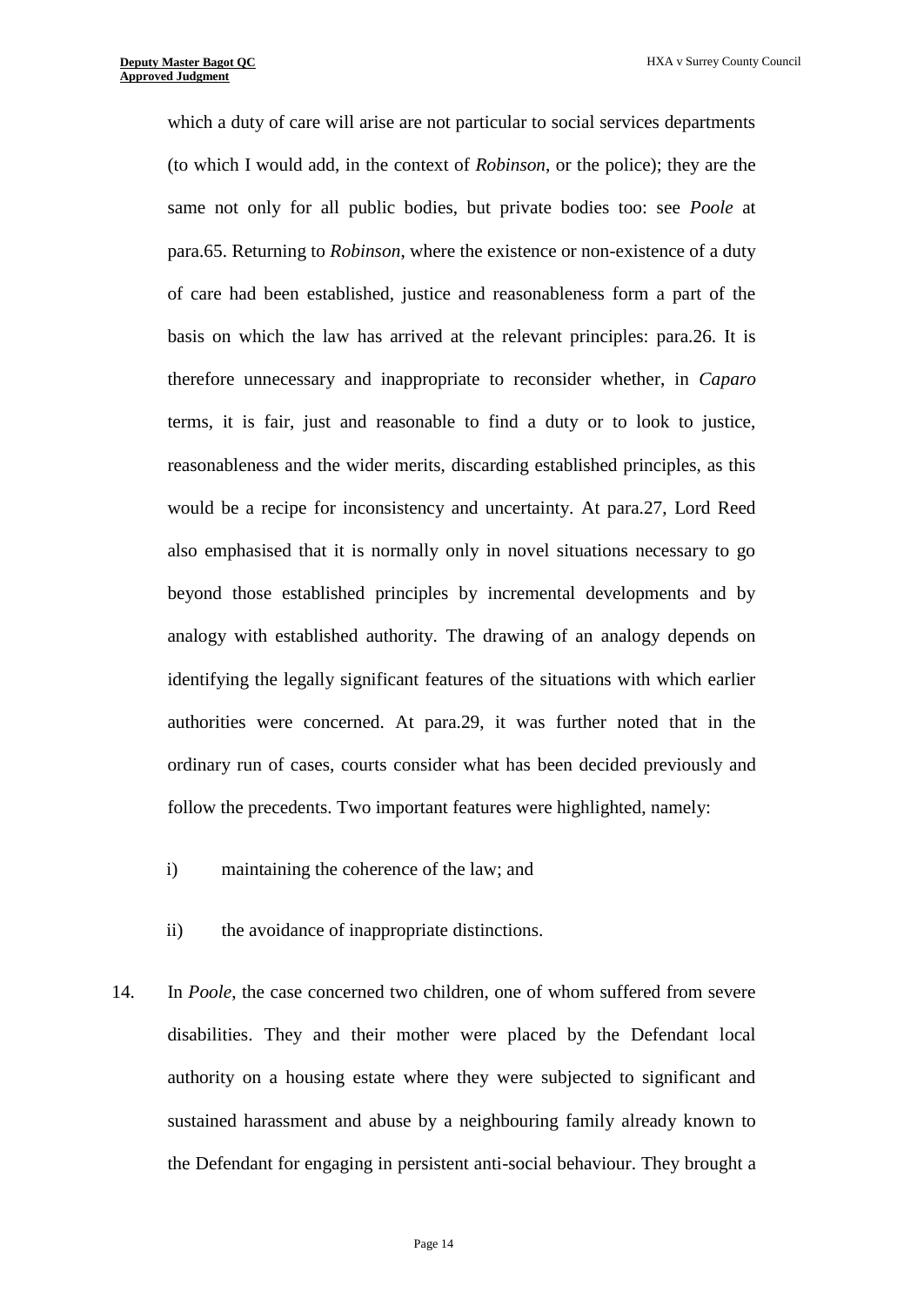which a duty of care will arise are not particular to social services departments (to which I would add, in the context of *Robinson*, or the police); they are the same not only for all public bodies, but private bodies too: see *Poole* at para.65. Returning to *Robinson*, where the existence or non-existence of a duty of care had been established, justice and reasonableness form a part of the basis on which the law has arrived at the relevant principles: para.26. It is therefore unnecessary and inappropriate to reconsider whether, in *Caparo* terms, it is fair, just and reasonable to find a duty or to look to justice, reasonableness and the wider merits, discarding established principles, as this would be a recipe for inconsistency and uncertainty. At para.27, Lord Reed also emphasised that it is normally only in novel situations necessary to go beyond those established principles by incremental developments and by analogy with established authority. The drawing of an analogy depends on identifying the legally significant features of the situations with which earlier authorities were concerned. At para.29, it was further noted that in the ordinary run of cases, courts consider what has been decided previously and follow the precedents. Two important features were highlighted, namely:

i) maintaining the coherence of the law; and

ii) the avoidance of inappropriate distinctions.

14. In *Poole*, the case concerned two children, one of whom suffered from severe disabilities. They and their mother were placed by the Defendant local authority on a housing estate where they were subjected to significant and sustained harassment and abuse by a neighbouring family already known to the Defendant for engaging in persistent anti-social behaviour. They brought a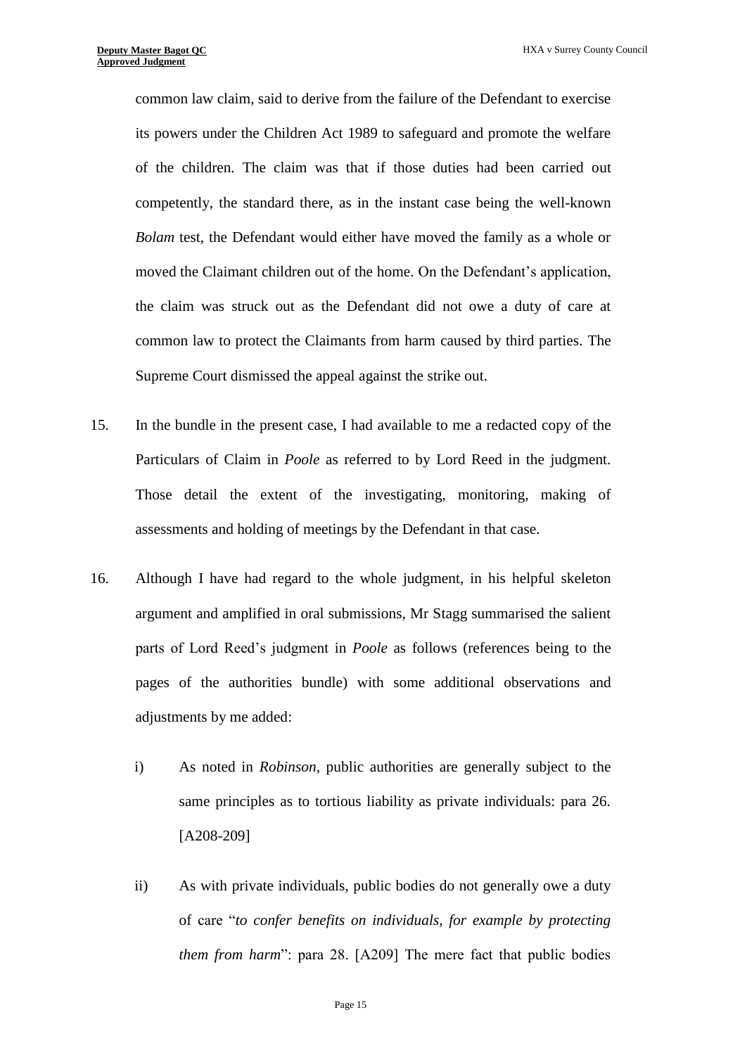common law claim, said to derive from the failure of the Defendant to exercise its powers under the Children Act 1989 to safeguard and promote the welfare of the children. The claim was that if those duties had been carried out competently, the standard there, as in the instant case being the well-known *Bolam* test, the Defendant would either have moved the family as a whole or moved the Claimant children out of the home. On the Defendant's application, the claim was struck out as the Defendant did not owe a duty of care at common law to protect the Claimants from harm caused by third parties. The Supreme Court dismissed the appeal against the strike out.

15. In the bundle in the present case, I had available to me a redacted copy of the Particulars of Claim in *Poole* as referred to by Lord Reed in the judgment. Those detail the extent of the investigating, monitoring, making of assessments and holding of meetings by the Defendant in that case.

16. Although I have had regard to the whole judgment, in his helpful skeleton argument and amplified in oral submissions, Mr Stagg summarised the salient parts of Lord Reed's judgment in *Poole* as follows (references being to the pages of the authorities bundle) with some additional observations and adjustments by me added:

    i) As noted in *Robinson*, public authorities are generally subject to the same principles as to tortious liability as private individuals: para 26. [A208-209]

    ii) As with private individuals, public bodies do not generally owe a duty of care "*to confer benefits on individuals, for example by protecting them from harm*": para 28. [A209] The mere fact that public bodies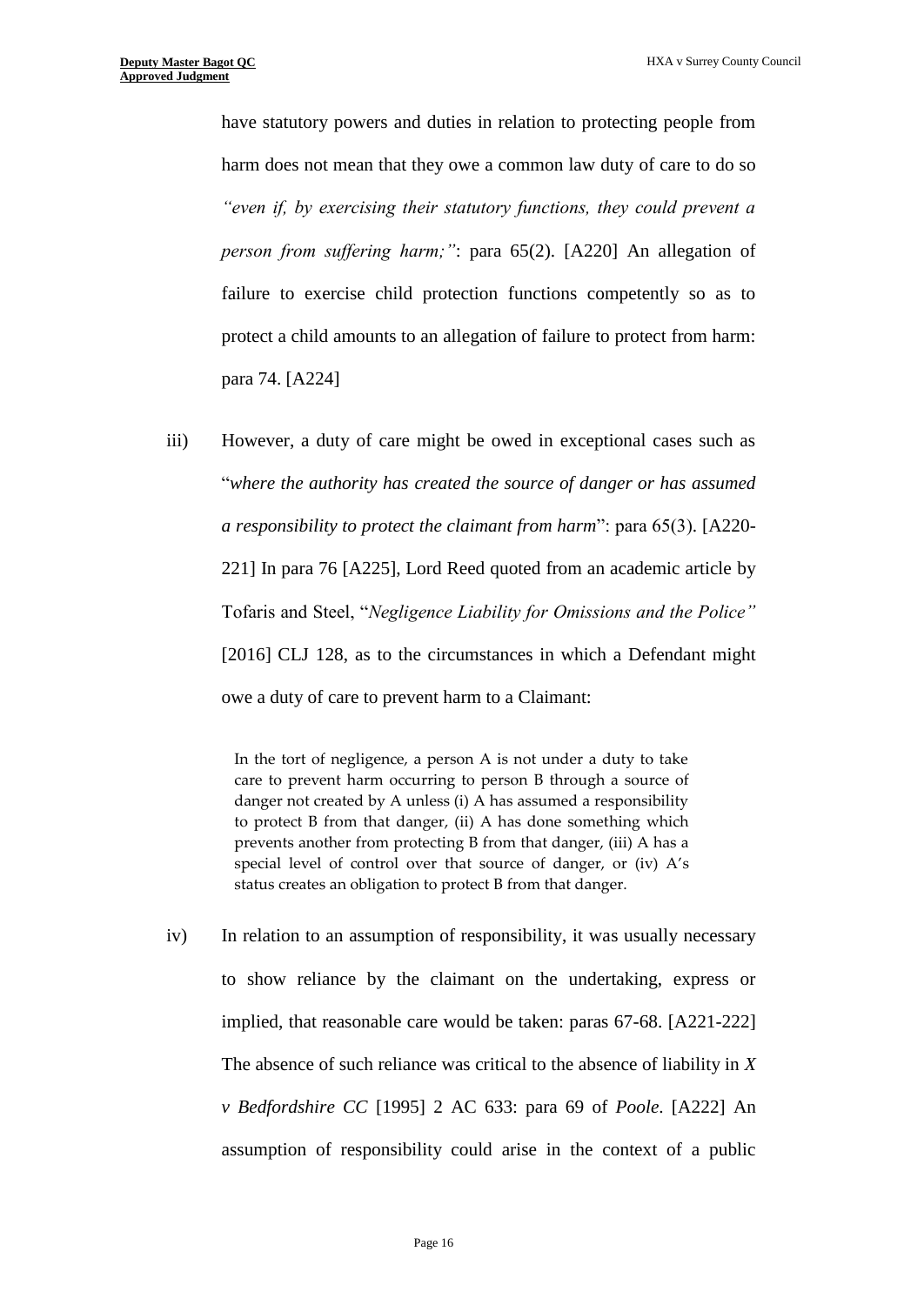have statutory powers and duties in relation to protecting people from harm does not mean that they owe a common law duty of care to do so *"even if, by exercising their statutory functions, they could prevent a person from suffering harm;"*: para 65(2). [A220] An allegation of failure to exercise child protection functions competently so as to protect a child amounts to an allegation of failure to protect from harm: para 74. [A224]

iii) However, a duty of care might be owed in exceptional cases such as "*where the authority has created the source of danger or has assumed a responsibility to protect the claimant from harm*": para 65(3). [A220-221] In para 76 [A225], Lord Reed quoted from an academic article by Tofaris and Steel, "*Negligence Liability for Omissions and the Police"* [2016] CLJ 128, as to the circumstances in which a Defendant might owe a duty of care to prevent harm to a Claimant:

> In the tort of negligence, a person A is not under a duty to take care to prevent harm occurring to person B through a source of danger not created by A unless (i) A has assumed a responsibility to protect B from that danger, (ii) A has done something which prevents another from protecting B from that danger, (iii) A has a special level of control over that source of danger, or (iv) A's status creates an obligation to protect B from that danger.

iv) In relation to an assumption of responsibility, it was usually necessary to show reliance by the claimant on the undertaking, express or implied, that reasonable care would be taken: paras 67-68. [A221-222] The absence of such reliance was critical to the absence of liability in *X v Bedfordshire CC* [1995] 2 AC 633: para 69 of *Poole*. [A222] An assumption of responsibility could arise in the context of a public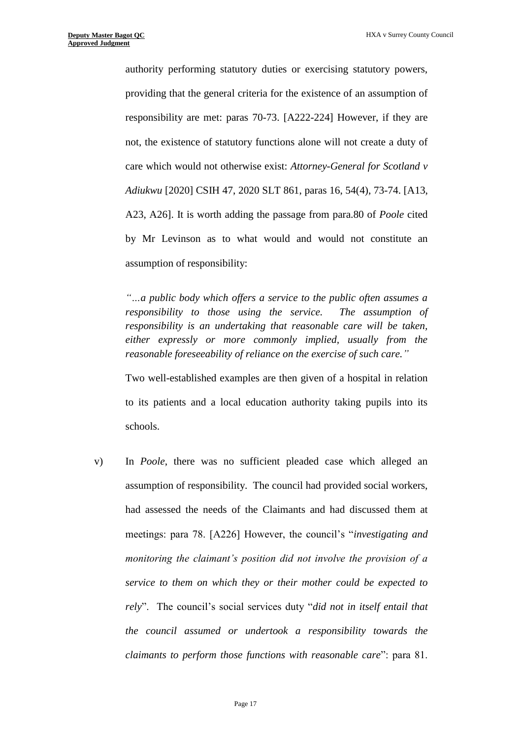authority performing statutory duties or exercising statutory powers, providing that the general criteria for the existence of an assumption of responsibility are met: paras 70-73. [A222-224] However, if they are not, the existence of statutory functions alone will not create a duty of care which would not otherwise exist: *Attorney-General for Scotland v Adiukwu* [2020] CSIH 47, 2020 SLT 861, paras 16, 54(4), 73-74. [A13, A23, A26]. It is worth adding the passage from para.80 of *Poole* cited by Mr Levinson as to what would and would not constitute an assumption of responsibility:

> *"…a public body which offers a service to the public often assumes a responsibility to those using the service. The assumption of responsibility is an undertaking that reasonable care will be taken, either expressly or more commonly implied, usually from the reasonable foreseeability of reliance on the exercise of such care."*

Two well-established examples are then given of a hospital in relation to its patients and a local education authority taking pupils into its schools.

v) In *Poole*, there was no sufficient pleaded case which alleged an assumption of responsibility. The council had provided social workers, had assessed the needs of the Claimants and had discussed them at meetings: para 78. [A226] However, the council's "*investigating and monitoring the claimant's position did not involve the provision of a service to them on which they or their mother could be expected to rely*". The council's social services duty "*did not in itself entail that the council assumed or undertook a responsibility towards the claimants to perform those functions with reasonable care*": para 81.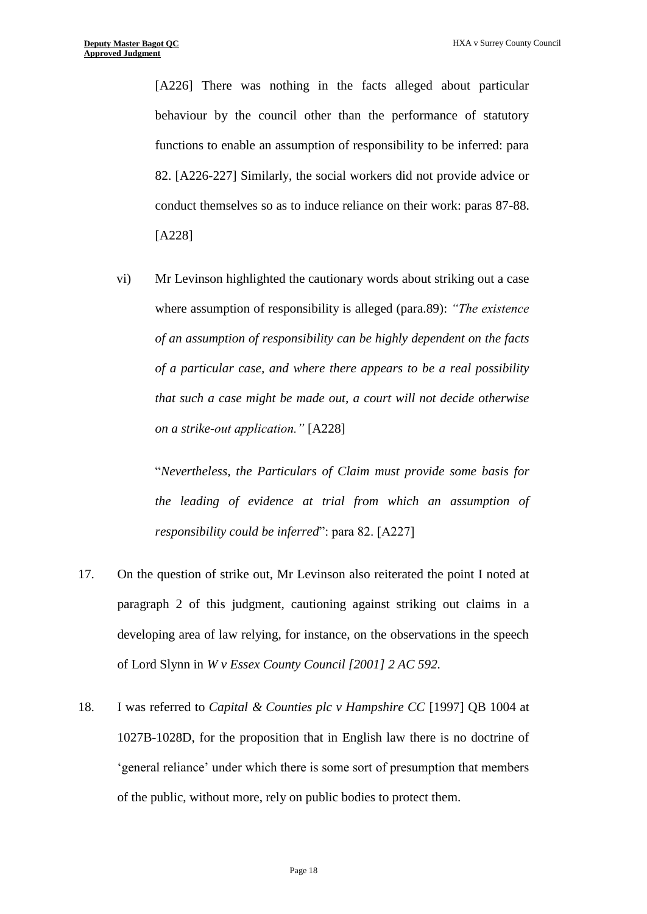[A226] There was nothing in the facts alleged about particular behaviour by the council other than the performance of statutory functions to enable an assumption of responsibility to be inferred: para 82. [A226-227] Similarly, the social workers did not provide advice or conduct themselves so as to induce reliance on their work: paras 87-88. [A228]

vi) Mr Levinson highlighted the cautionary words about striking out a case where assumption of responsibility is alleged (para.89): *"The existence of an assumption of responsibility can be highly dependent on the facts of a particular case, and where there appears to be a real possibility that such a case might be made out, a court will not decide otherwise on a strike-out application."* [A228]

"*Nevertheless, the Particulars of Claim must provide some basis for the leading of evidence at trial from which an assumption of responsibility could be inferred*": para 82. [A227]

17. On the question of strike out, Mr Levinson also reiterated the point I noted at paragraph 2 of this judgment, cautioning against striking out claims in a developing area of law relying, for instance, on the observations in the speech of Lord Slynn in *W v Essex County Council [2001] 2 AC 592.*

18. I was referred to *Capital & Counties plc v Hampshire CC* [1997] QB 1004 at 1027B-1028D, for the proposition that in English law there is no doctrine of 'general reliance' under which there is some sort of presumption that members of the public, without more, rely on public bodies to protect them.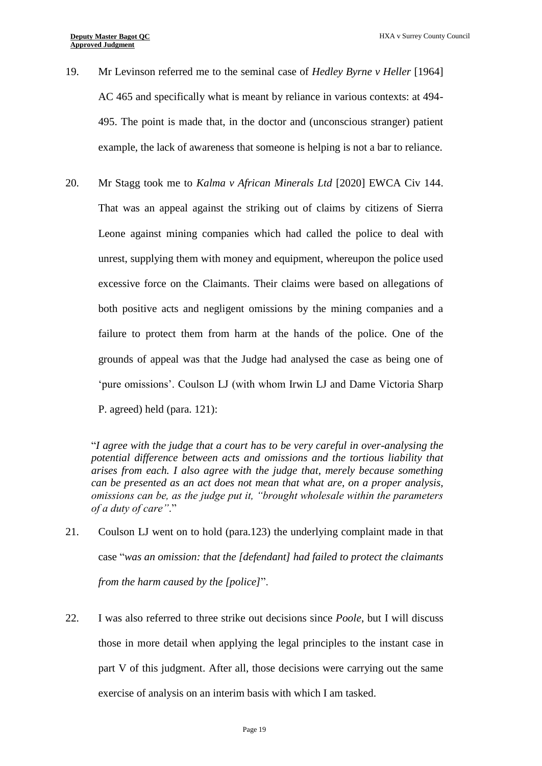19. Mr Levinson referred me to the seminal case of *Hedley Byrne v Heller* [1964] AC 465 and specifically what is meant by reliance in various contexts: at 494-495. The point is made that, in the doctor and (unconscious stranger) patient example, the lack of awareness that someone is helping is not a bar to reliance.

20. Mr Stagg took me to *Kalma v African Minerals Ltd* [2020] EWCA Civ 144. That was an appeal against the striking out of claims by citizens of Sierra Leone against mining companies which had called the police to deal with unrest, supplying them with money and equipment, whereupon the police used excessive force on the Claimants. Their claims were based on allegations of both positive acts and negligent omissions by the mining companies and a failure to protect them from harm at the hands of the police. One of the grounds of appeal was that the Judge had analysed the case as being one of 'pure omissions'. Coulson LJ (with whom Irwin LJ and Dame Victoria Sharp P. agreed) held (para. 121):

> "*I agree with the judge that a court has to be very careful in over-analysing the potential difference between acts and omissions and the tortious liability that arises from each. I also agree with the judge that, merely because something can be presented as an act does not mean that what are, on a proper analysis, omissions can be, as the judge put it, "brought wholesale within the parameters of a duty of care".*"

21. Coulson LJ went on to hold (para.123) the underlying complaint made in that case "*was an omission: that the [defendant] had failed to protect the claimants from the harm caused by the [police]*".

22. I was also referred to three strike out decisions since *Poole*, but I will discuss those in more detail when applying the legal principles to the instant case in part V of this judgment. After all, those decisions were carrying out the same exercise of analysis on an interim basis with which I am tasked.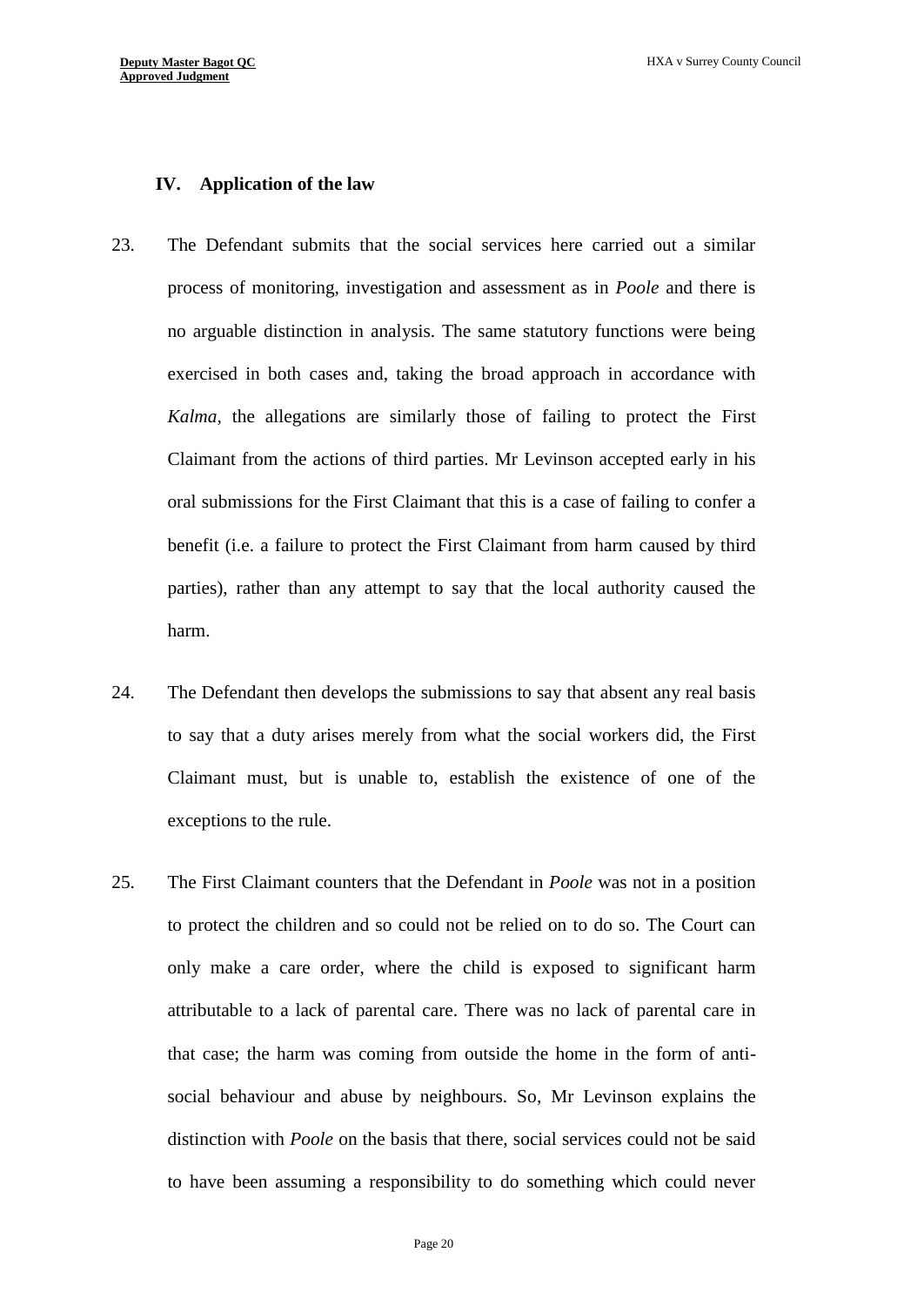## IV. Application of the law

23. The Defendant submits that the social services here carried out a similar process of monitoring, investigation and assessment as in *Poole* and there is no arguable distinction in analysis. The same statutory functions were being exercised in both cases and, taking the broad approach in accordance with *Kalma*, the allegations are similarly those of failing to protect the First Claimant from the actions of third parties. Mr Levinson accepted early in his oral submissions for the First Claimant that this is a case of failing to confer a benefit (i.e. a failure to protect the First Claimant from harm caused by third parties), rather than any attempt to say that the local authority caused the harm.

24. The Defendant then develops the submissions to say that absent any real basis to say that a duty arises merely from what the social workers did, the First Claimant must, but is unable to, establish the existence of one of the exceptions to the rule.

25. The First Claimant counters that the Defendant in *Poole* was not in a position to protect the children and so could not be relied on to do so. The Court can only make a care order, where the child is exposed to significant harm attributable to a lack of parental care. There was no lack of parental care in that case; the harm was coming from outside the home in the form of anti-social behaviour and abuse by neighbours. So, Mr Levinson explains the distinction with *Poole* on the basis that there, social services could not be said to have been assuming a responsibility to do something which could never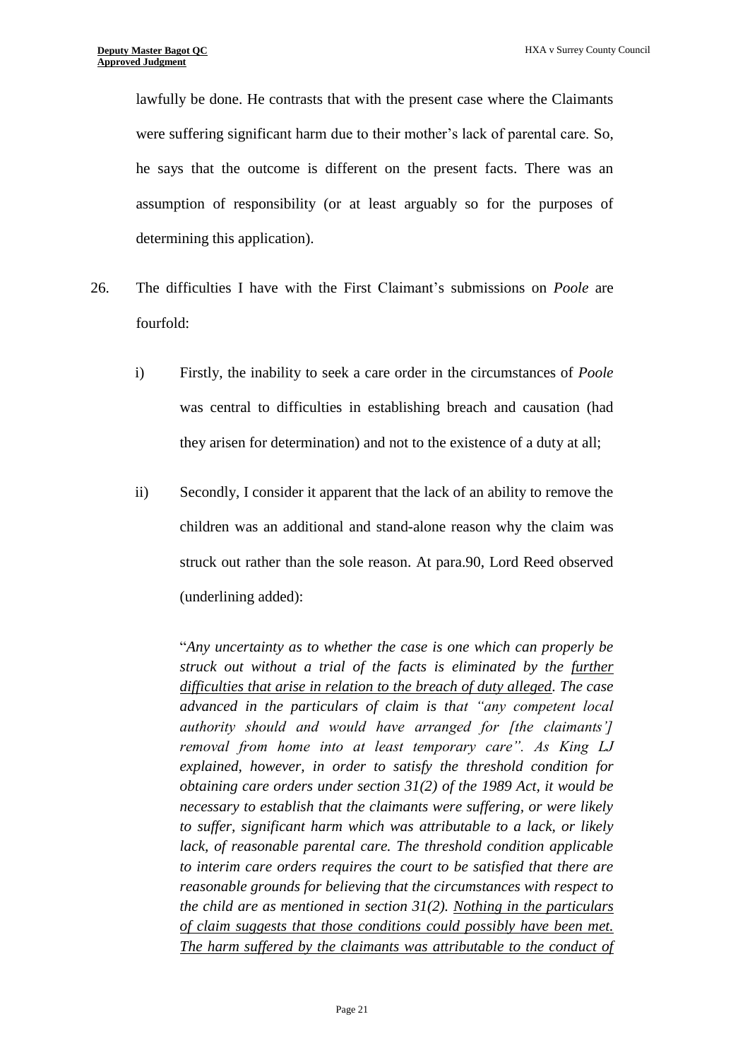lawfully be done. He contrasts that with the present case where the Claimants were suffering significant harm due to their mother's lack of parental care. So, he says that the outcome is different on the present facts. There was an assumption of responsibility (or at least arguably so for the purposes of determining this application).

26. The difficulties I have with the First Claimant's submissions on *Poole* are fourfold:

    i) Firstly, the inability to seek a care order in the circumstances of *Poole* was central to difficulties in establishing breach and causation (had they arisen for determination) and not to the existence of a duty at all;

    ii) Secondly, I consider it apparent that the lack of an ability to remove the children was an additional and stand-alone reason why the claim was struck out rather than the sole reason. At para.90, Lord Reed observed (underlining added):

    "*Any uncertainty as to whether the case is one which can properly be struck out without a trial of the facts is eliminated by the <u>further difficulties that arise in relation to the breach of duty alleged</u>. The case advanced in the particulars of claim is that "any competent local authority should and would have arranged for [the claimants'] removal from home into at least temporary care". As King LJ explained, however, in order to satisfy the threshold condition for obtaining care orders under section 31(2) of the 1989 Act, it would be necessary to establish that the claimants were suffering, or were likely to suffer, significant harm which was attributable to a lack, or likely lack, of reasonable parental care. The threshold condition applicable to interim care orders requires the court to be satisfied that there are reasonable grounds for believing that the circumstances with respect to the child are as mentioned in section 31(2). <u>Nothing in the particulars of claim suggests that those conditions could possibly have been met. The harm suffered by the claimants was attributable to the conduct of</u>*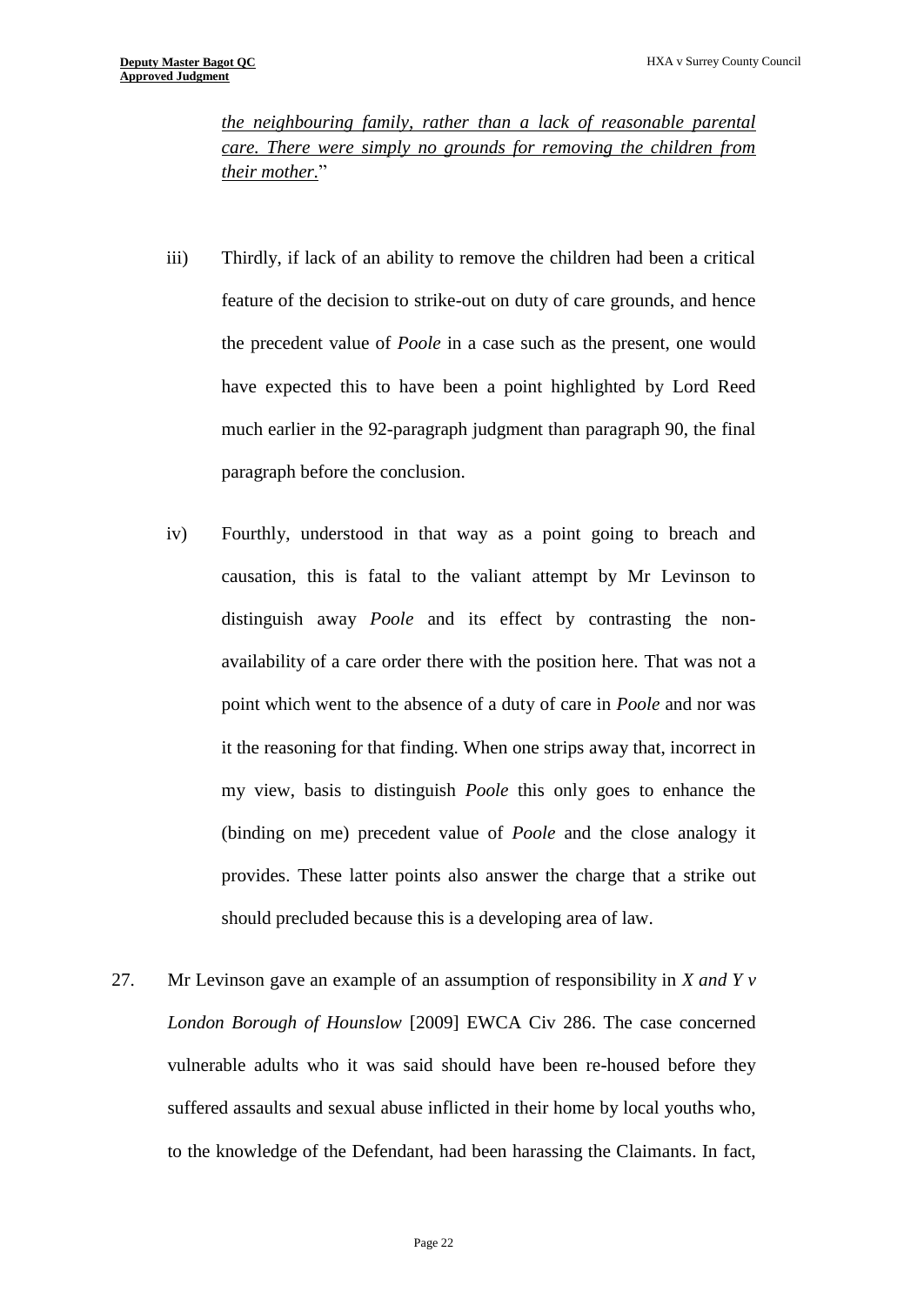> *the neighbouring family, rather than a lack of reasonable parental care. There were simply no grounds for removing the children from their mother.*"

iii) Thirdly, if lack of an ability to remove the children had been a critical feature of the decision to strike-out on duty of care grounds, and hence the precedent value of *Poole* in a case such as the present, one would have expected this to have been a point highlighted by Lord Reed much earlier in the 92-paragraph judgment than paragraph 90, the final paragraph before the conclusion.

iv) Fourthly, understood in that way as a point going to breach and causation, this is fatal to the valiant attempt by Mr Levinson to distinguish away *Poole* and its effect by contrasting the non-availability of a care order there with the position here. That was not a point which went to the absence of a duty of care in *Poole* and nor was it the reasoning for that finding. When one strips away that, incorrect in my view, basis to distinguish *Poole* this only goes to enhance the (binding on me) precedent value of *Poole* and the close analogy it provides. These latter points also answer the charge that a strike out should precluded because this is a developing area of law.

27. Mr Levinson gave an example of an assumption of responsibility in *X and Y v London Borough of Hounslow* [2009] EWCA Civ 286. The case concerned vulnerable adults who it was said should have been re-housed before they suffered assaults and sexual abuse inflicted in their home by local youths who, to the knowledge of the Defendant, had been harassing the Claimants. In fact,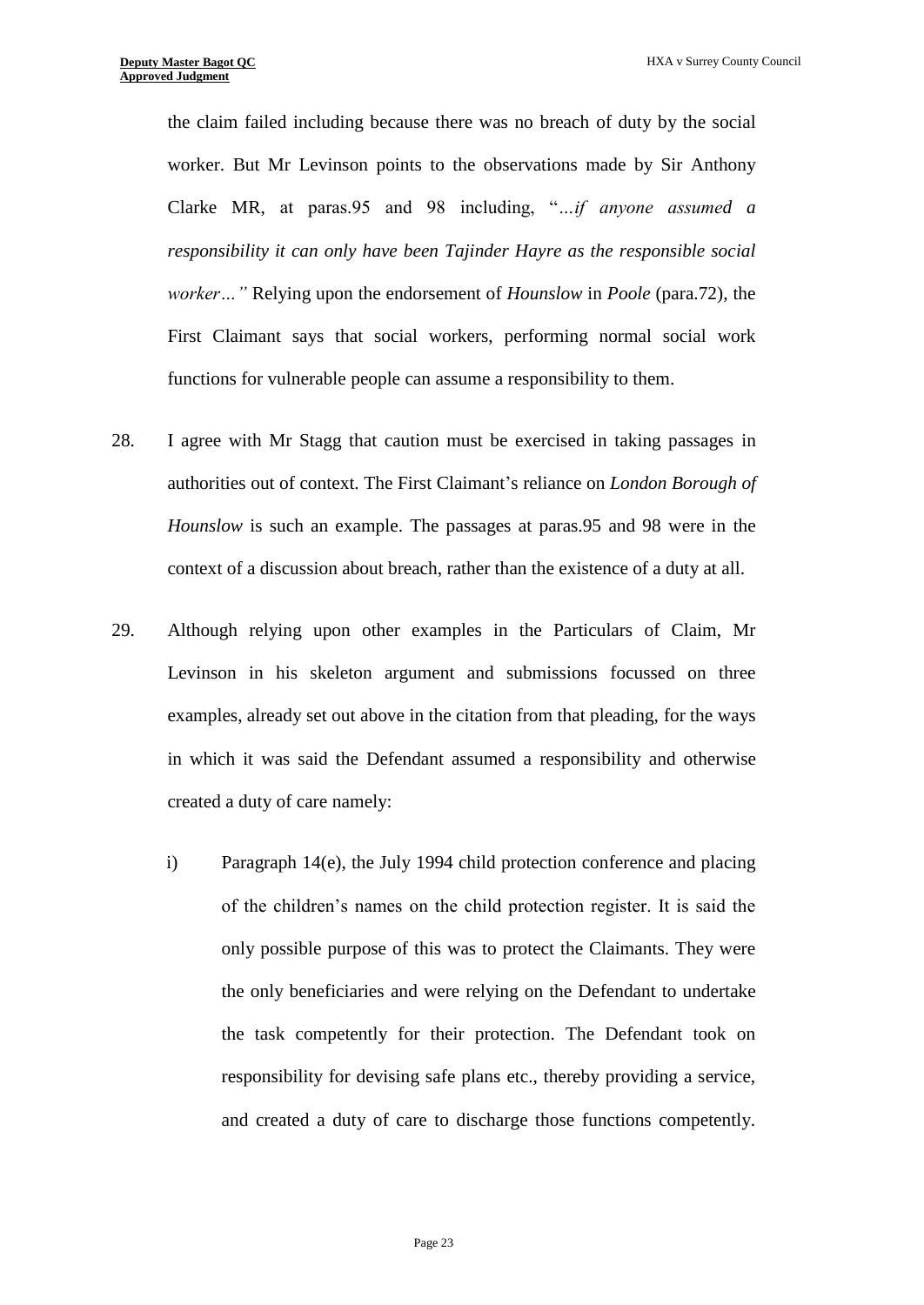the claim failed including because there was no breach of duty by the social worker. But Mr Levinson points to the observations made by Sir Anthony Clarke MR, at paras.95 and 98 including, "*…if anyone assumed a responsibility it can only have been Tajinder Hayre as the responsible social worker…*" Relying upon the endorsement of *Hounslow* in *Poole* (para.72), the First Claimant says that social workers, performing normal social work functions for vulnerable people can assume a responsibility to them.

28. I agree with Mr Stagg that caution must be exercised in taking passages in authorities out of context. The First Claimant's reliance on *London Borough of Hounslow* is such an example. The passages at paras.95 and 98 were in the context of a discussion about breach, rather than the existence of a duty at all.

29. Although relying upon other examples in the Particulars of Claim, Mr Levinson in his skeleton argument and submissions focussed on three examples, already set out above in the citation from that pleading, for the ways in which it was said the Defendant assumed a responsibility and otherwise created a duty of care namely:

    i) Paragraph 14(e), the July 1994 child protection conference and placing of the children's names on the child protection register. It is said the only possible purpose of this was to protect the Claimants. They were the only beneficiaries and were relying on the Defendant to undertake the task competently for their protection. The Defendant took on responsibility for devising safe plans etc., thereby providing a service, and created a duty of care to discharge those functions competently.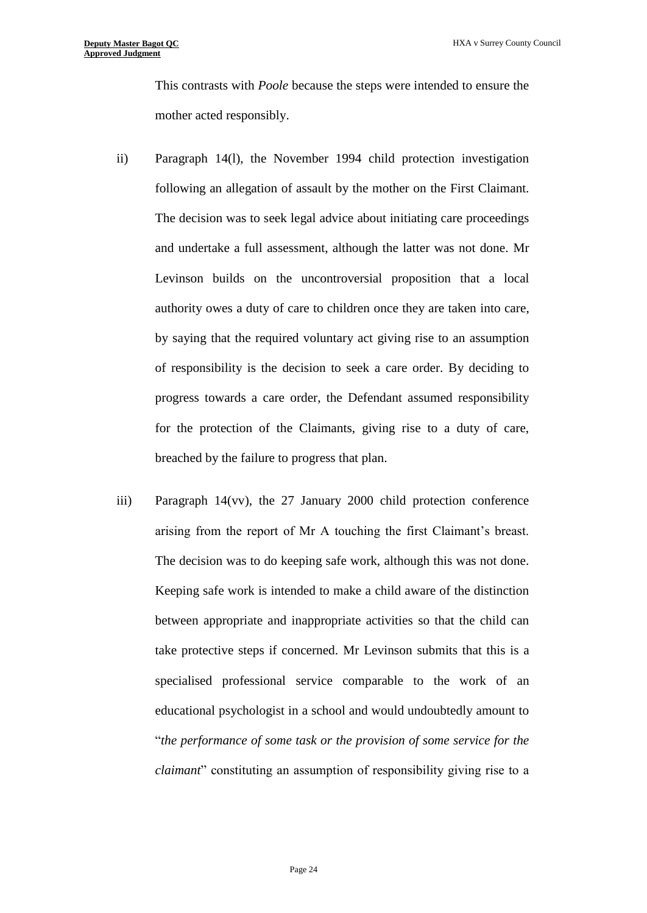This contrasts with *Poole* because the steps were intended to ensure the mother acted responsibly.

ii) Paragraph 14(l), the November 1994 child protection investigation following an allegation of assault by the mother on the First Claimant. The decision was to seek legal advice about initiating care proceedings and undertake a full assessment, although the latter was not done. Mr Levinson builds on the uncontroversial proposition that a local authority owes a duty of care to children once they are taken into care, by saying that the required voluntary act giving rise to an assumption of responsibility is the decision to seek a care order. By deciding to progress towards a care order, the Defendant assumed responsibility for the protection of the Claimants, giving rise to a duty of care, breached by the failure to progress that plan.

iii) Paragraph 14(vv), the 27 January 2000 child protection conference arising from the report of Mr A touching the first Claimant's breast. The decision was to do keeping safe work, although this was not done. Keeping safe work is intended to make a child aware of the distinction between appropriate and inappropriate activities so that the child can take protective steps if concerned. Mr Levinson submits that this is a specialised professional service comparable to the work of an educational psychologist in a school and would undoubtedly amount to "*the performance of some task or the provision of some service for the claimant*" constituting an assumption of responsibility giving rise to a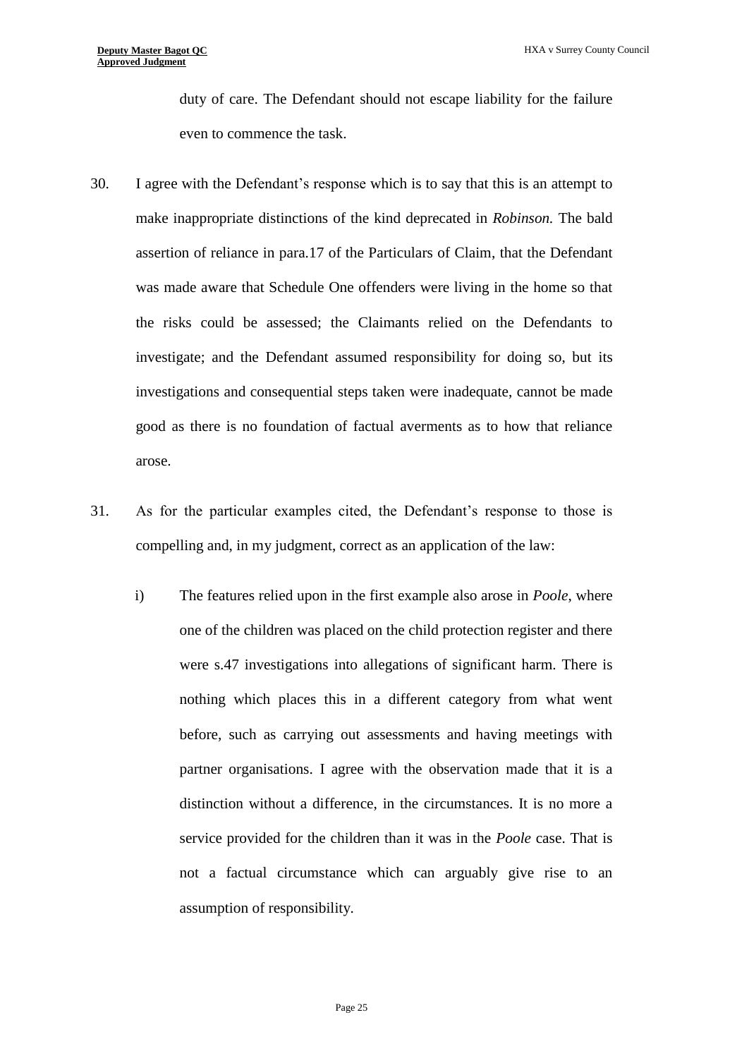duty of care. The Defendant should not escape liability for the failure even to commence the task.

30. I agree with the Defendant's response which is to say that this is an attempt to make inappropriate distinctions of the kind deprecated in *Robinson.* The bald assertion of reliance in para.17 of the Particulars of Claim, that the Defendant was made aware that Schedule One offenders were living in the home so that the risks could be assessed; the Claimants relied on the Defendants to investigate; and the Defendant assumed responsibility for doing so, but its investigations and consequential steps taken were inadequate, cannot be made good as there is no foundation of factual averments as to how that reliance arose.

31. As for the particular examples cited, the Defendant's response to those is compelling and, in my judgment, correct as an application of the law:

    i) The features relied upon in the first example also arose in *Poole*, where one of the children was placed on the child protection register and there were s.47 investigations into allegations of significant harm. There is nothing which places this in a different category from what went before, such as carrying out assessments and having meetings with partner organisations. I agree with the observation made that it is a distinction without a difference, in the circumstances. It is no more a service provided for the children than it was in the *Poole* case. That is not a factual circumstance which can arguably give rise to an assumption of responsibility.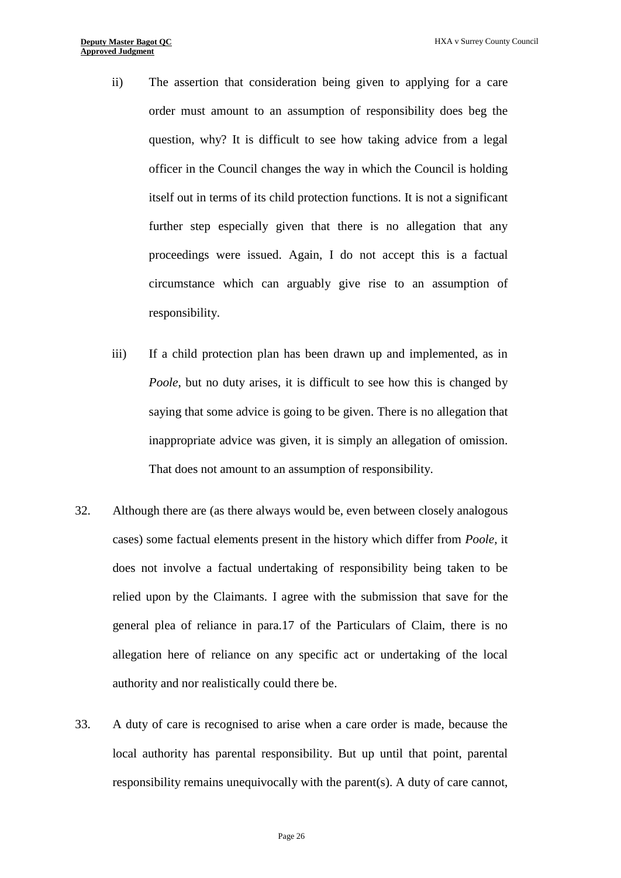ii) The assertion that consideration being given to applying for a care order must amount to an assumption of responsibility does beg the question, why? It is difficult to see how taking advice from a legal officer in the Council changes the way in which the Council is holding itself out in terms of its child protection functions. It is not a significant further step especially given that there is no allegation that any proceedings were issued. Again, I do not accept this is a factual circumstance which can arguably give rise to an assumption of responsibility.

iii) If a child protection plan has been drawn up and implemented, as in *Poole*, but no duty arises, it is difficult to see how this is changed by saying that some advice is going to be given. There is no allegation that inappropriate advice was given, it is simply an allegation of omission. That does not amount to an assumption of responsibility.

32. Although there are (as there always would be, even between closely analogous cases) some factual elements present in the history which differ from *Poole,* it does not involve a factual undertaking of responsibility being taken to be relied upon by the Claimants. I agree with the submission that save for the general plea of reliance in para.17 of the Particulars of Claim, there is no allegation here of reliance on any specific act or undertaking of the local authority and nor realistically could there be.

33. A duty of care is recognised to arise when a care order is made, because the local authority has parental responsibility. But up until that point, parental responsibility remains unequivocally with the parent(s). A duty of care cannot,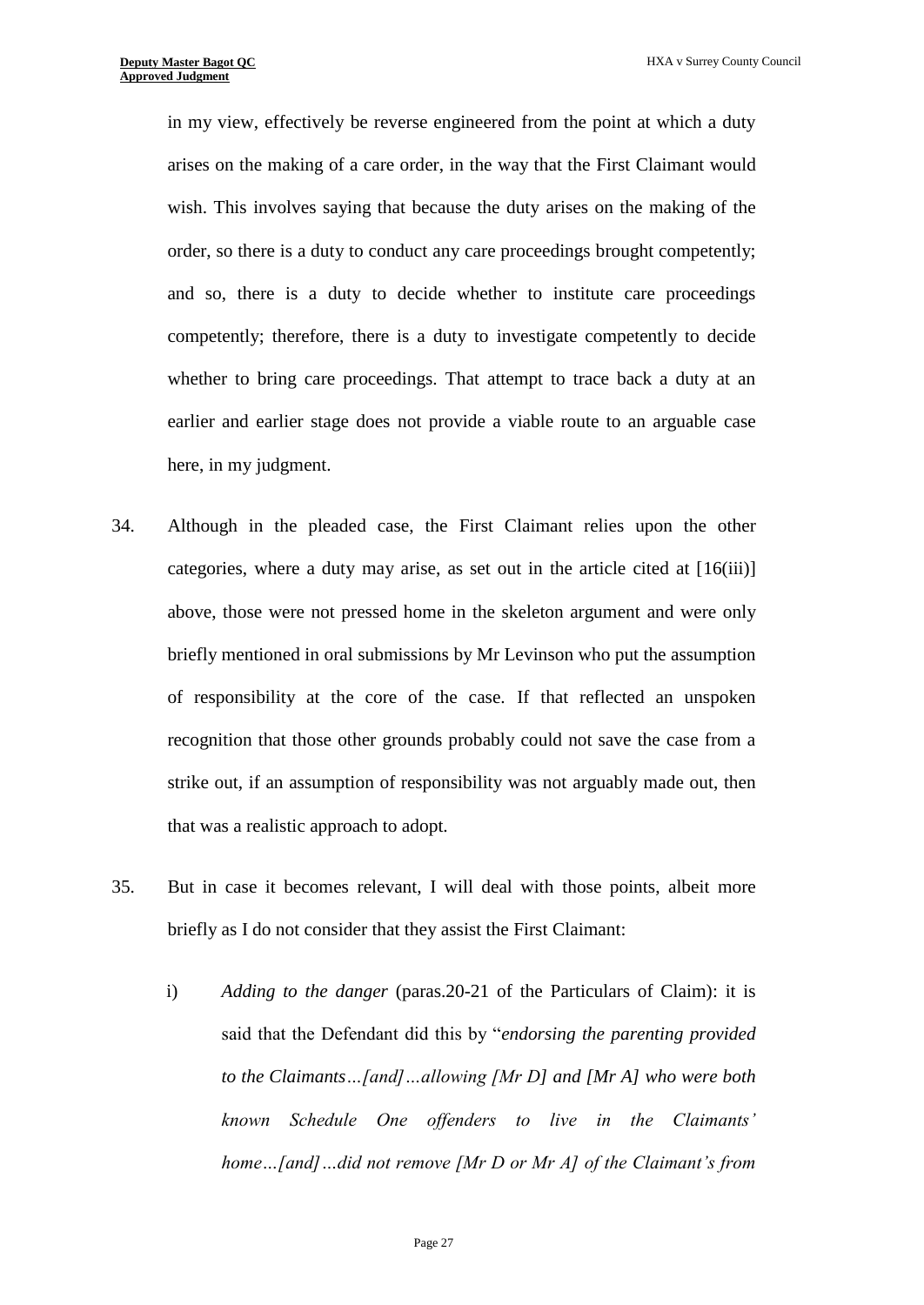in my view, effectively be reverse engineered from the point at which a duty arises on the making of a care order, in the way that the First Claimant would wish. This involves saying that because the duty arises on the making of the order, so there is a duty to conduct any care proceedings brought competently; and so, there is a duty to decide whether to institute care proceedings competently; therefore, there is a duty to investigate competently to decide whether to bring care proceedings. That attempt to trace back a duty at an earlier and earlier stage does not provide a viable route to an arguable case here, in my judgment.

34. Although in the pleaded case, the First Claimant relies upon the other categories, where a duty may arise, as set out in the article cited at [16(iii)] above, those were not pressed home in the skeleton argument and were only briefly mentioned in oral submissions by Mr Levinson who put the assumption of responsibility at the core of the case. If that reflected an unspoken recognition that those other grounds probably could not save the case from a strike out, if an assumption of responsibility was not arguably made out, then that was a realistic approach to adopt.

35. But in case it becomes relevant, I will deal with those points, albeit more briefly as I do not consider that they assist the First Claimant:

    i) *Adding to the danger* (paras.20-21 of the Particulars of Claim): it is said that the Defendant did this by "*endorsing the parenting provided to the Claimants…[and]…allowing [Mr D] and [Mr A] who were both known Schedule One offenders to live in the Claimants' home…[and]…did not remove [Mr D or Mr A] of the Claimant's from*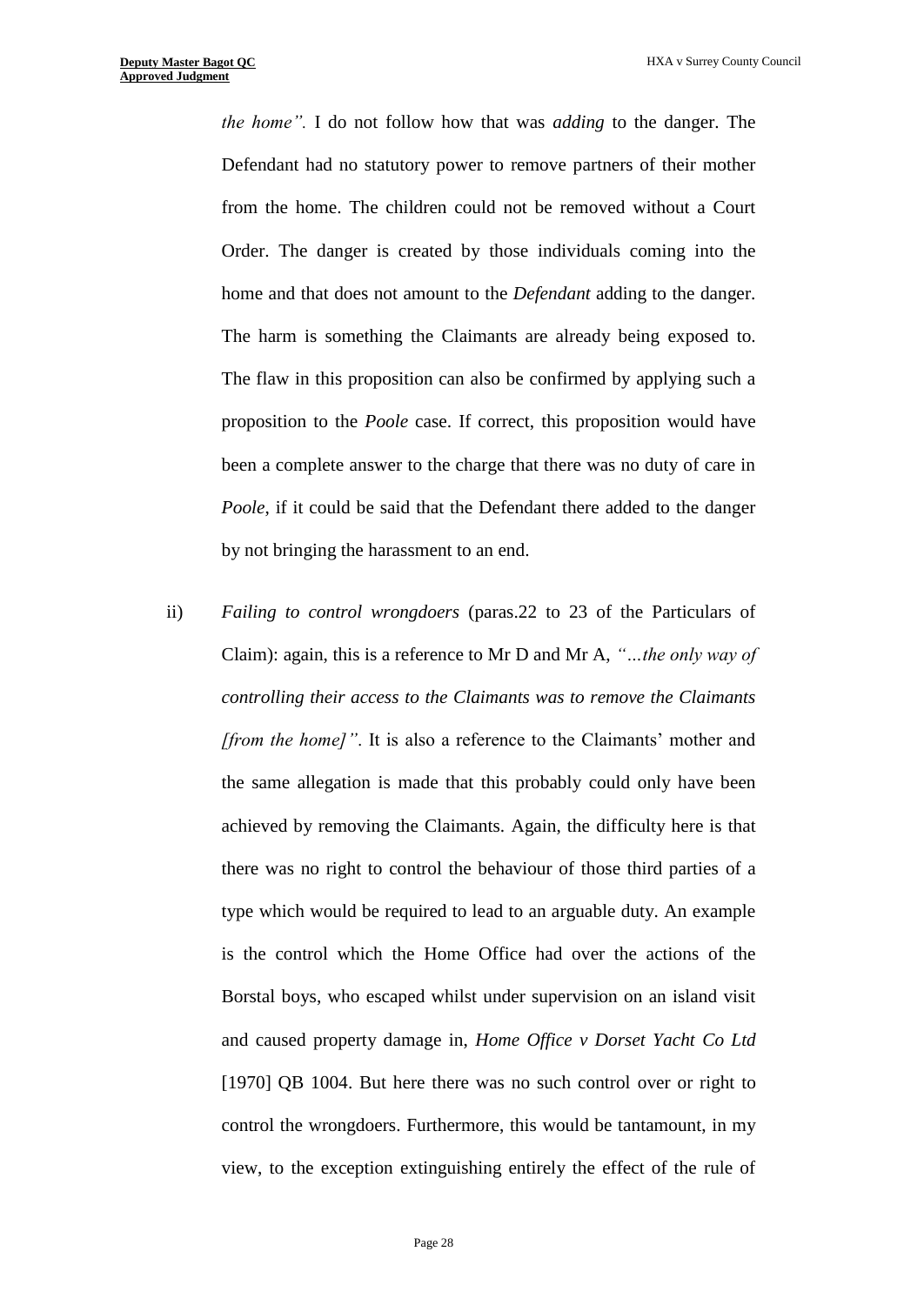*the home".* I do not follow how that was *adding* to the danger. The Defendant had no statutory power to remove partners of their mother from the home. The children could not be removed without a Court Order. The danger is created by those individuals coming into the home and that does not amount to the *Defendant* adding to the danger. The harm is something the Claimants are already being exposed to. The flaw in this proposition can also be confirmed by applying such a proposition to the *Poole* case. If correct, this proposition would have been a complete answer to the charge that there was no duty of care in *Poole*, if it could be said that the Defendant there added to the danger by not bringing the harassment to an end.

ii) *Failing to control wrongdoers* (paras.22 to 23 of the Particulars of Claim): again, this is a reference to Mr D and Mr A, *"…the only way of controlling their access to the Claimants was to remove the Claimants [from the home]".* It is also a reference to the Claimants' mother and the same allegation is made that this probably could only have been achieved by removing the Claimants. Again, the difficulty here is that there was no right to control the behaviour of those third parties of a type which would be required to lead to an arguable duty. An example is the control which the Home Office had over the actions of the Borstal boys, who escaped whilst under supervision on an island visit and caused property damage in, *Home Office v Dorset Yacht Co Ltd* [1970] QB 1004. But here there was no such control over or right to control the wrongdoers. Furthermore, this would be tantamount, in my view, to the exception extinguishing entirely the effect of the rule of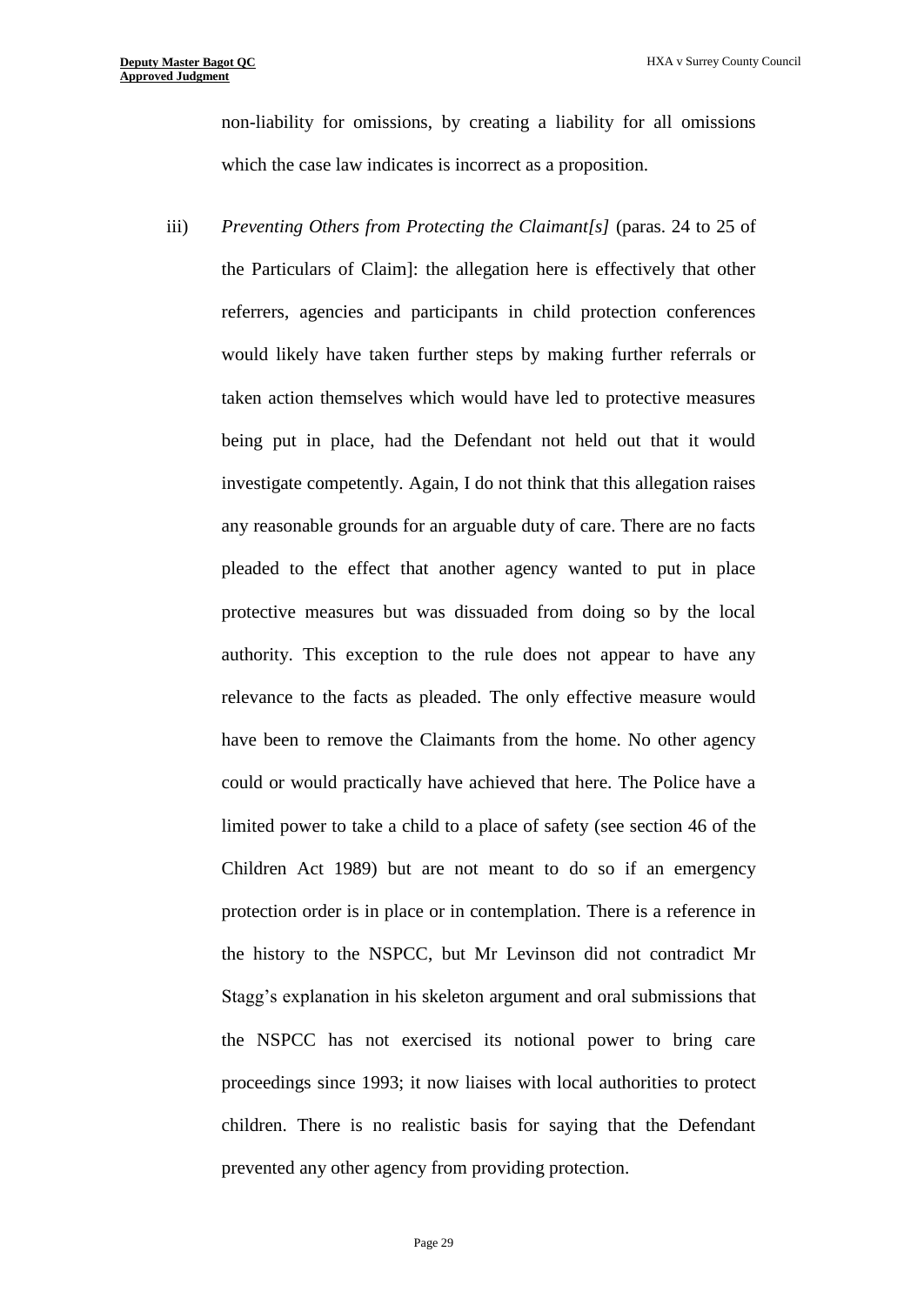non-liability for omissions, by creating a liability for all omissions which the case law indicates is incorrect as a proposition.

iii) *Preventing Others from Protecting the Claimant[s]* (paras. 24 to 25 of the Particulars of Claim]: the allegation here is effectively that other referrers, agencies and participants in child protection conferences would likely have taken further steps by making further referrals or taken action themselves which would have led to protective measures being put in place, had the Defendant not held out that it would investigate competently. Again, I do not think that this allegation raises any reasonable grounds for an arguable duty of care. There are no facts pleaded to the effect that another agency wanted to put in place protective measures but was dissuaded from doing so by the local authority. This exception to the rule does not appear to have any relevance to the facts as pleaded. The only effective measure would have been to remove the Claimants from the home. No other agency could or would practically have achieved that here. The Police have a limited power to take a child to a place of safety (see section 46 of the Children Act 1989) but are not meant to do so if an emergency protection order is in place or in contemplation. There is a reference in the history to the NSPCC, but Mr Levinson did not contradict Mr Stagg's explanation in his skeleton argument and oral submissions that the NSPCC has not exercised its notional power to bring care proceedings since 1993; it now liaises with local authorities to protect children. There is no realistic basis for saying that the Defendant prevented any other agency from providing protection.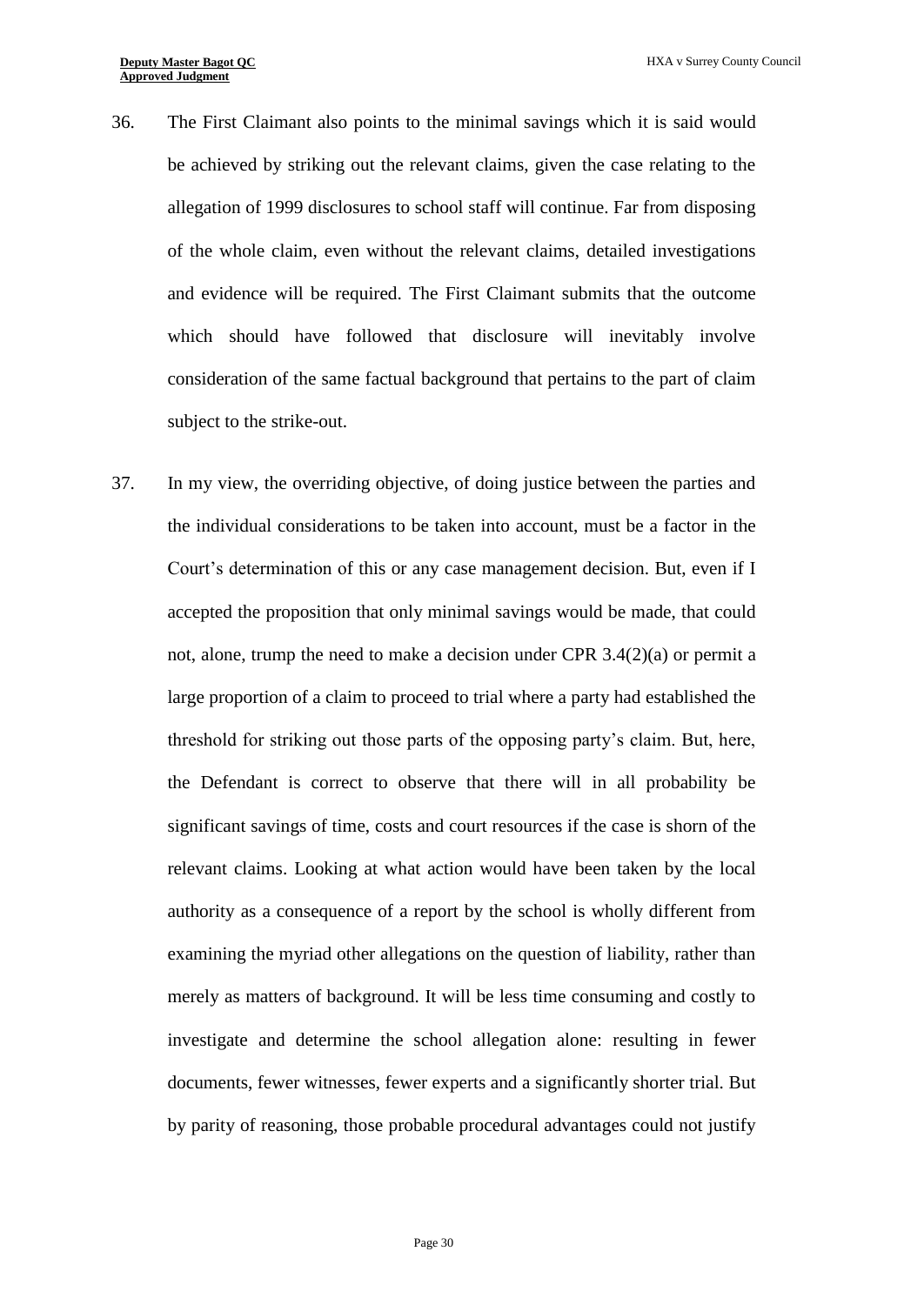36. The First Claimant also points to the minimal savings which it is said would be achieved by striking out the relevant claims, given the case relating to the allegation of 1999 disclosures to school staff will continue. Far from disposing of the whole claim, even without the relevant claims, detailed investigations and evidence will be required. The First Claimant submits that the outcome which should have followed that disclosure will inevitably involve consideration of the same factual background that pertains to the part of claim subject to the strike-out.

37. In my view, the overriding objective, of doing justice between the parties and the individual considerations to be taken into account, must be a factor in the Court's determination of this or any case management decision. But, even if I accepted the proposition that only minimal savings would be made, that could not, alone, trump the need to make a decision under CPR 3.4(2)(a) or permit a large proportion of a claim to proceed to trial where a party had established the threshold for striking out those parts of the opposing party's claim. But, here, the Defendant is correct to observe that there will in all probability be significant savings of time, costs and court resources if the case is shorn of the relevant claims. Looking at what action would have been taken by the local authority as a consequence of a report by the school is wholly different from examining the myriad other allegations on the question of liability, rather than merely as matters of background. It will be less time consuming and costly to investigate and determine the school allegation alone: resulting in fewer documents, fewer witnesses, fewer experts and a significantly shorter trial. But by parity of reasoning, those probable procedural advantages could not justify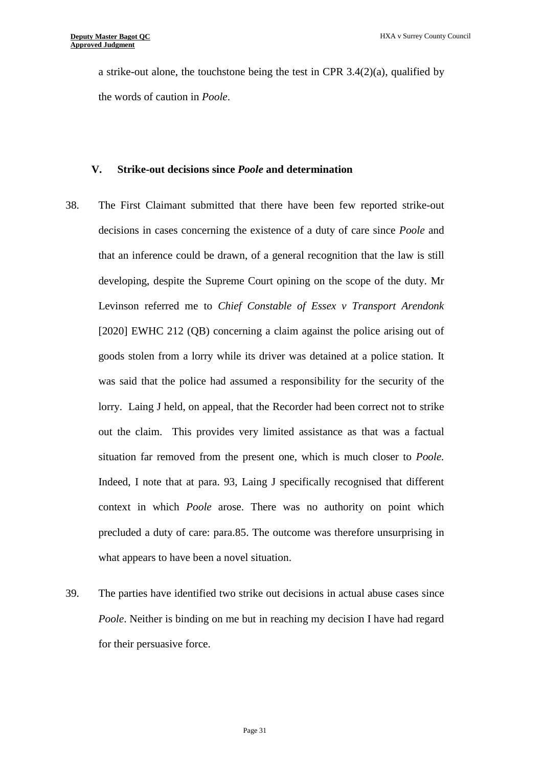a strike-out alone, the touchstone being the test in CPR 3.4(2)(a), qualified by the words of caution in *Poole*.

## V. Strike-out decisions since *Poole* and determination

38. The First Claimant submitted that there have been few reported strike-out decisions in cases concerning the existence of a duty of care since *Poole* and that an inference could be drawn, of a general recognition that the law is still developing, despite the Supreme Court opining on the scope of the duty. Mr Levinson referred me to *Chief Constable of Essex v Transport Arendonk* [2020] EWHC 212 (QB) concerning a claim against the police arising out of goods stolen from a lorry while its driver was detained at a police station. It was said that the police had assumed a responsibility for the security of the lorry. Laing J held, on appeal, that the Recorder had been correct not to strike out the claim. This provides very limited assistance as that was a factual situation far removed from the present one, which is much closer to *Poole.* Indeed, I note that at para. 93, Laing J specifically recognised that different context in which *Poole* arose. There was no authority on point which precluded a duty of care: para.85. The outcome was therefore unsurprising in what appears to have been a novel situation.

39. The parties have identified two strike out decisions in actual abuse cases since *Poole*. Neither is binding on me but in reaching my decision I have had regard for their persuasive force.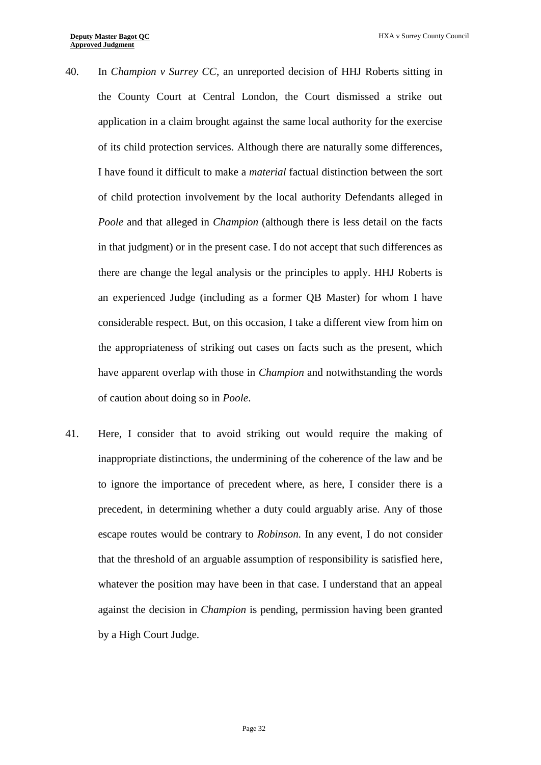40. In *Champion v Surrey CC*, an unreported decision of HHJ Roberts sitting in the County Court at Central London, the Court dismissed a strike out application in a claim brought against the same local authority for the exercise of its child protection services. Although there are naturally some differences, I have found it difficult to make a *material* factual distinction between the sort of child protection involvement by the local authority Defendants alleged in *Poole* and that alleged in *Champion* (although there is less detail on the facts in that judgment) or in the present case. I do not accept that such differences as there are change the legal analysis or the principles to apply. HHJ Roberts is an experienced Judge (including as a former QB Master) for whom I have considerable respect. But, on this occasion, I take a different view from him on the appropriateness of striking out cases on facts such as the present, which have apparent overlap with those in *Champion* and notwithstanding the words of caution about doing so in *Poole*.

41. Here, I consider that to avoid striking out would require the making of inappropriate distinctions, the undermining of the coherence of the law and be to ignore the importance of precedent where, as here, I consider there is a precedent, in determining whether a duty could arguably arise. Any of those escape routes would be contrary to *Robinson.* In any event, I do not consider that the threshold of an arguable assumption of responsibility is satisfied here, whatever the position may have been in that case. I understand that an appeal against the decision in *Champion* is pending, permission having been granted by a High Court Judge.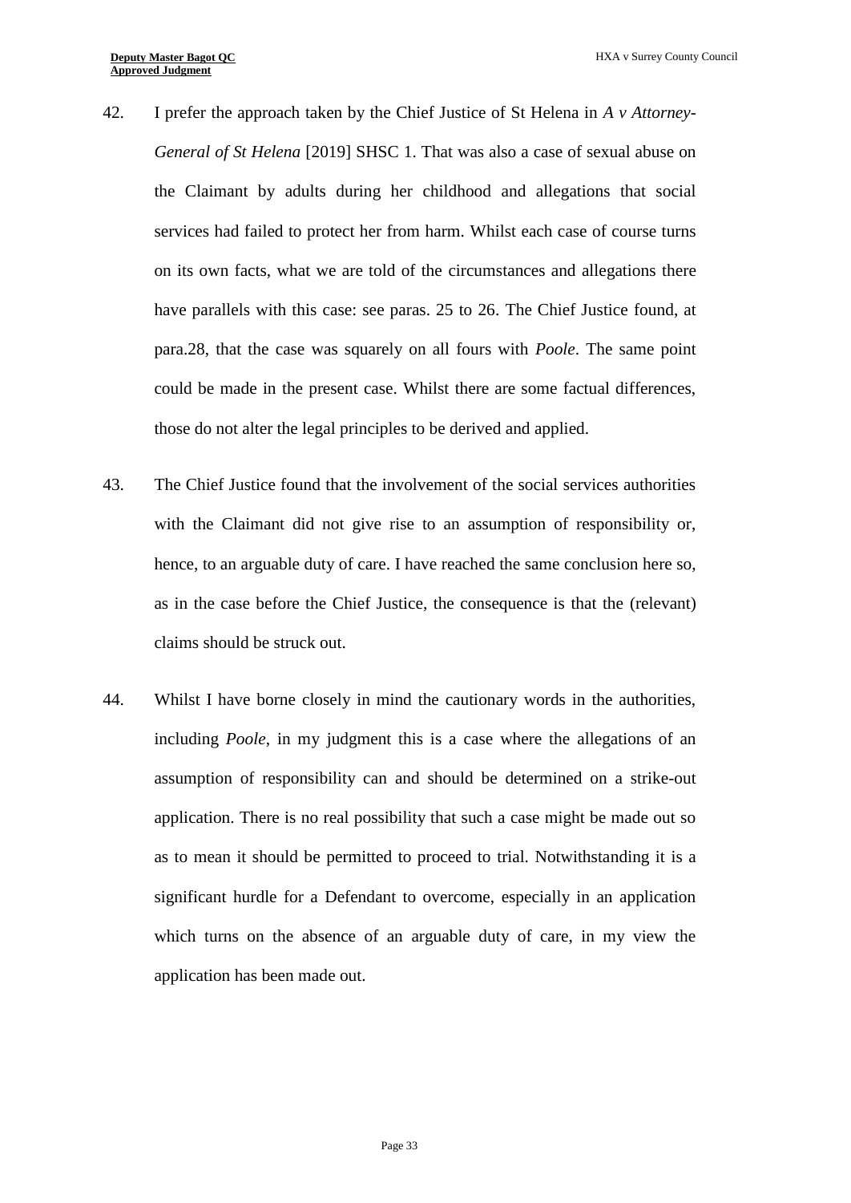42. I prefer the approach taken by the Chief Justice of St Helena in *A v Attorney-General of St Helena* [2019] SHSC 1. That was also a case of sexual abuse on the Claimant by adults during her childhood and allegations that social services had failed to protect her from harm. Whilst each case of course turns on its own facts, what we are told of the circumstances and allegations there have parallels with this case: see paras. 25 to 26. The Chief Justice found, at para.28, that the case was squarely on all fours with *Poole*. The same point could be made in the present case. Whilst there are some factual differences, those do not alter the legal principles to be derived and applied.

43. The Chief Justice found that the involvement of the social services authorities with the Claimant did not give rise to an assumption of responsibility or, hence, to an arguable duty of care. I have reached the same conclusion here so, as in the case before the Chief Justice, the consequence is that the (relevant) claims should be struck out.

44. Whilst I have borne closely in mind the cautionary words in the authorities, including *Poole*, in my judgment this is a case where the allegations of an assumption of responsibility can and should be determined on a strike-out application. There is no real possibility that such a case might be made out so as to mean it should be permitted to proceed to trial. Notwithstanding it is a significant hurdle for a Defendant to overcome, especially in an application which turns on the absence of an arguable duty of care, in my view the application has been made out.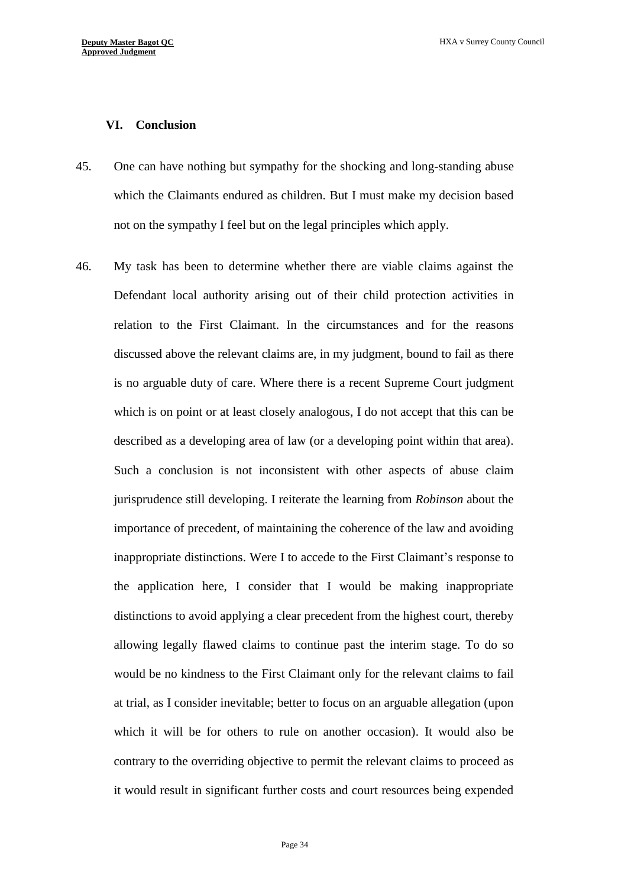## VI. Conclusion

45. One can have nothing but sympathy for the shocking and long-standing abuse which the Claimants endured as children. But I must make my decision based not on the sympathy I feel but on the legal principles which apply.

46. My task has been to determine whether there are viable claims against the Defendant local authority arising out of their child protection activities in relation to the First Claimant. In the circumstances and for the reasons discussed above the relevant claims are, in my judgment, bound to fail as there is no arguable duty of care. Where there is a recent Supreme Court judgment which is on point or at least closely analogous, I do not accept that this can be described as a developing area of law (or a developing point within that area). Such a conclusion is not inconsistent with other aspects of abuse claim jurisprudence still developing. I reiterate the learning from *Robinson* about the importance of precedent, of maintaining the coherence of the law and avoiding inappropriate distinctions. Were I to accede to the First Claimant's response to the application here, I consider that I would be making inappropriate distinctions to avoid applying a clear precedent from the highest court, thereby allowing legally flawed claims to continue past the interim stage. To do so would be no kindness to the First Claimant only for the relevant claims to fail at trial, as I consider inevitable; better to focus on an arguable allegation (upon which it will be for others to rule on another occasion). It would also be contrary to the overriding objective to permit the relevant claims to proceed as it would result in significant further costs and court resources being expended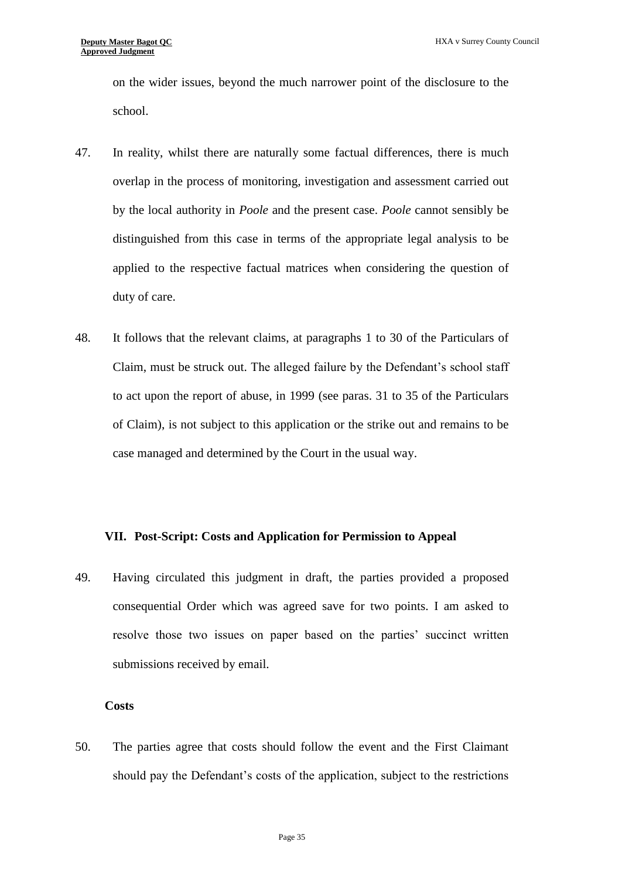on the wider issues, beyond the much narrower point of the disclosure to the school.

47. In reality, whilst there are naturally some factual differences, there is much overlap in the process of monitoring, investigation and assessment carried out by the local authority in *Poole* and the present case. *Poole* cannot sensibly be distinguished from this case in terms of the appropriate legal analysis to be applied to the respective factual matrices when considering the question of duty of care.

48. It follows that the relevant claims, at paragraphs 1 to 30 of the Particulars of Claim, must be struck out. The alleged failure by the Defendant's school staff to act upon the report of abuse, in 1999 (see paras. 31 to 35 of the Particulars of Claim), is not subject to this application or the strike out and remains to be case managed and determined by the Court in the usual way.

## VII. Post-Script: Costs and Application for Permission to Appeal

49. Having circulated this judgment in draft, the parties provided a proposed consequential Order which was agreed save for two points. I am asked to resolve those two issues on paper based on the parties' succinct written submissions received by email.

### Costs

50. The parties agree that costs should follow the event and the First Claimant should pay the Defendant's costs of the application, subject to the restrictions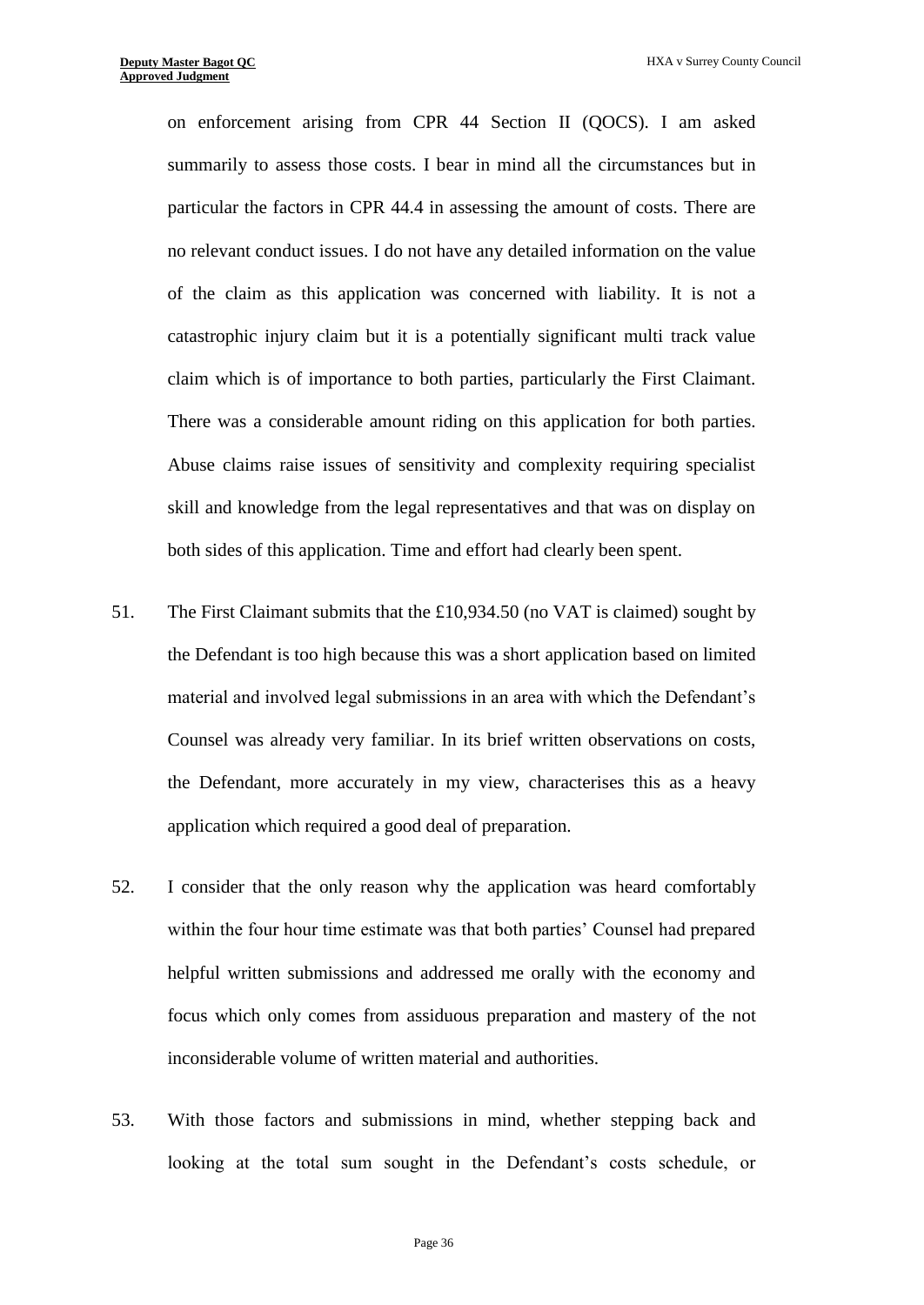on enforcement arising from CPR 44 Section II (QOCS). I am asked summarily to assess those costs. I bear in mind all the circumstances but in particular the factors in CPR 44.4 in assessing the amount of costs. There are no relevant conduct issues. I do not have any detailed information on the value of the claim as this application was concerned with liability. It is not a catastrophic injury claim but it is a potentially significant multi track value claim which is of importance to both parties, particularly the First Claimant. There was a considerable amount riding on this application for both parties. Abuse claims raise issues of sensitivity and complexity requiring specialist skill and knowledge from the legal representatives and that was on display on both sides of this application. Time and effort had clearly been spent.

51. The First Claimant submits that the £10,934.50 (no VAT is claimed) sought by the Defendant is too high because this was a short application based on limited material and involved legal submissions in an area with which the Defendant's Counsel was already very familiar. In its brief written observations on costs, the Defendant, more accurately in my view, characterises this as a heavy application which required a good deal of preparation.

52. I consider that the only reason why the application was heard comfortably within the four hour time estimate was that both parties' Counsel had prepared helpful written submissions and addressed me orally with the economy and focus which only comes from assiduous preparation and mastery of the not inconsiderable volume of written material and authorities.

53. With those factors and submissions in mind, whether stepping back and looking at the total sum sought in the Defendant's costs schedule, or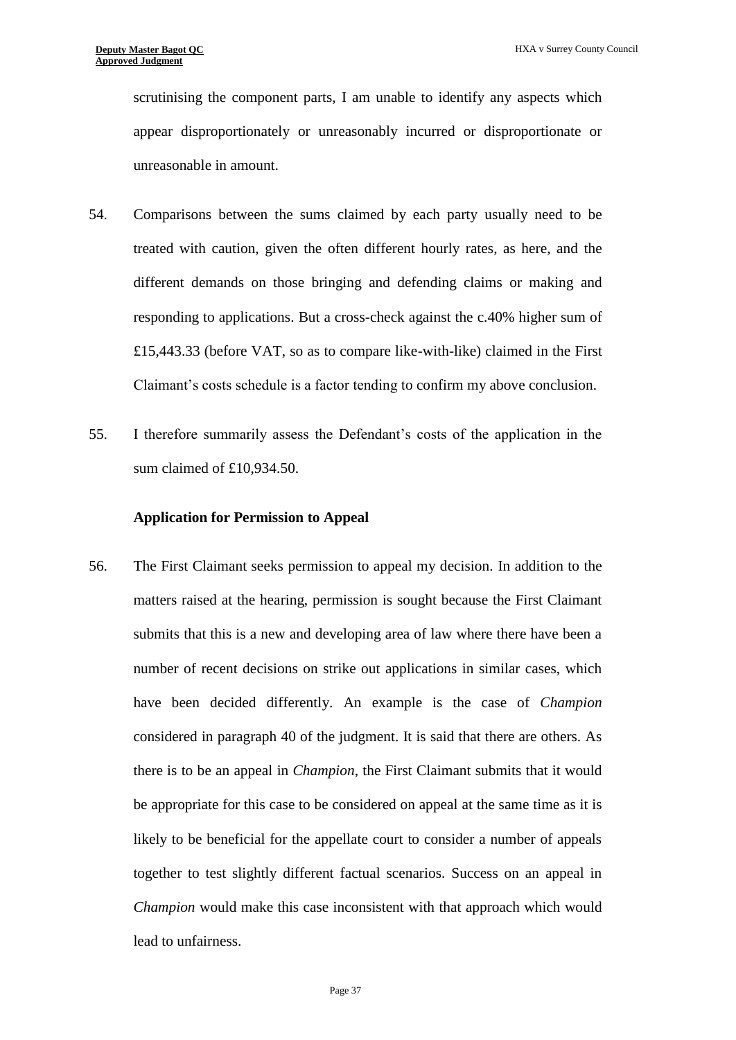scrutinising the component parts, I am unable to identify any aspects which appear disproportionately or unreasonably incurred or disproportionate or unreasonable in amount.

54. Comparisons between the sums claimed by each party usually need to be treated with caution, given the often different hourly rates, as here, and the different demands on those bringing and defending claims or making and responding to applications. But a cross-check against the c.40% higher sum of £15,443.33 (before VAT, so as to compare like-with-like) claimed in the First Claimant's costs schedule is a factor tending to confirm my above conclusion.

55. I therefore summarily assess the Defendant's costs of the application in the sum claimed of £10,934.50.

**Application for Permission to Appeal**

56. The First Claimant seeks permission to appeal my decision. In addition to the matters raised at the hearing, permission is sought because the First Claimant submits that this is a new and developing area of law where there have been a number of recent decisions on strike out applications in similar cases, which have been decided differently. An example is the case of *Champion* considered in paragraph 40 of the judgment. It is said that there are others. As there is to be an appeal in *Champion*, the First Claimant submits that it would be appropriate for this case to be considered on appeal at the same time as it is likely to be beneficial for the appellate court to consider a number of appeals together to test slightly different factual scenarios. Success on an appeal in *Champion* would make this case inconsistent with that approach which would lead to unfairness.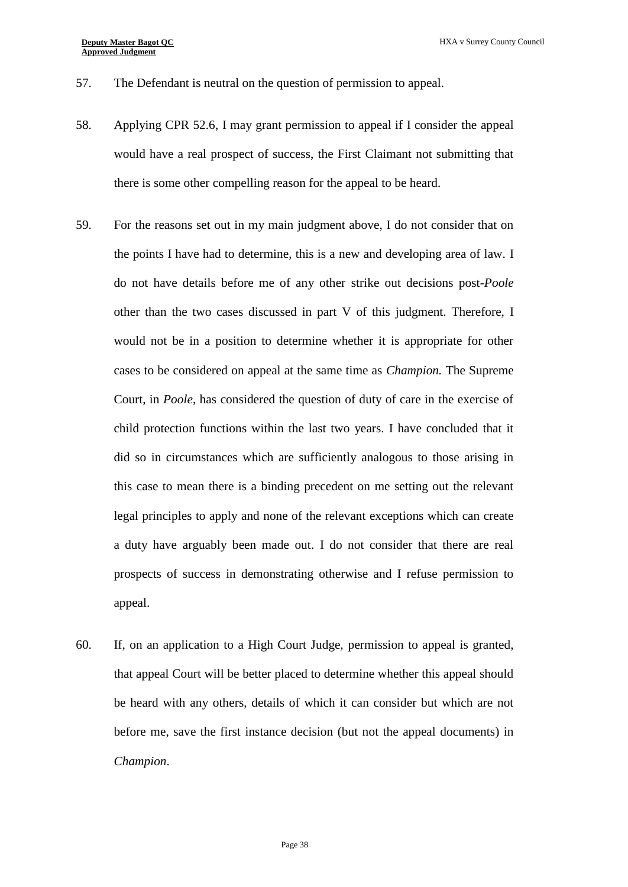57. The Defendant is neutral on the question of permission to appeal.

58. Applying CPR 52.6, I may grant permission to appeal if I consider the appeal would have a real prospect of success, the First Claimant not submitting that there is some other compelling reason for the appeal to be heard.

59. For the reasons set out in my main judgment above, I do not consider that on the points I have had to determine, this is a new and developing area of law. I do not have details before me of any other strike out decisions post-*Poole* other than the two cases discussed in part V of this judgment. Therefore, I would not be in a position to determine whether it is appropriate for other cases to be considered on appeal at the same time as *Champion.* The Supreme Court, in *Poole*, has considered the question of duty of care in the exercise of child protection functions within the last two years. I have concluded that it did so in circumstances which are sufficiently analogous to those arising in this case to mean there is a binding precedent on me setting out the relevant legal principles to apply and none of the relevant exceptions which can create a duty have arguably been made out. I do not consider that there are real prospects of success in demonstrating otherwise and I refuse permission to appeal.

60. If, on an application to a High Court Judge, permission to appeal is granted, that appeal Court will be better placed to determine whether this appeal should be heard with any others, details of which it can consider but which are not before me, save the first instance decision (but not the appeal documents) in *Champion*.